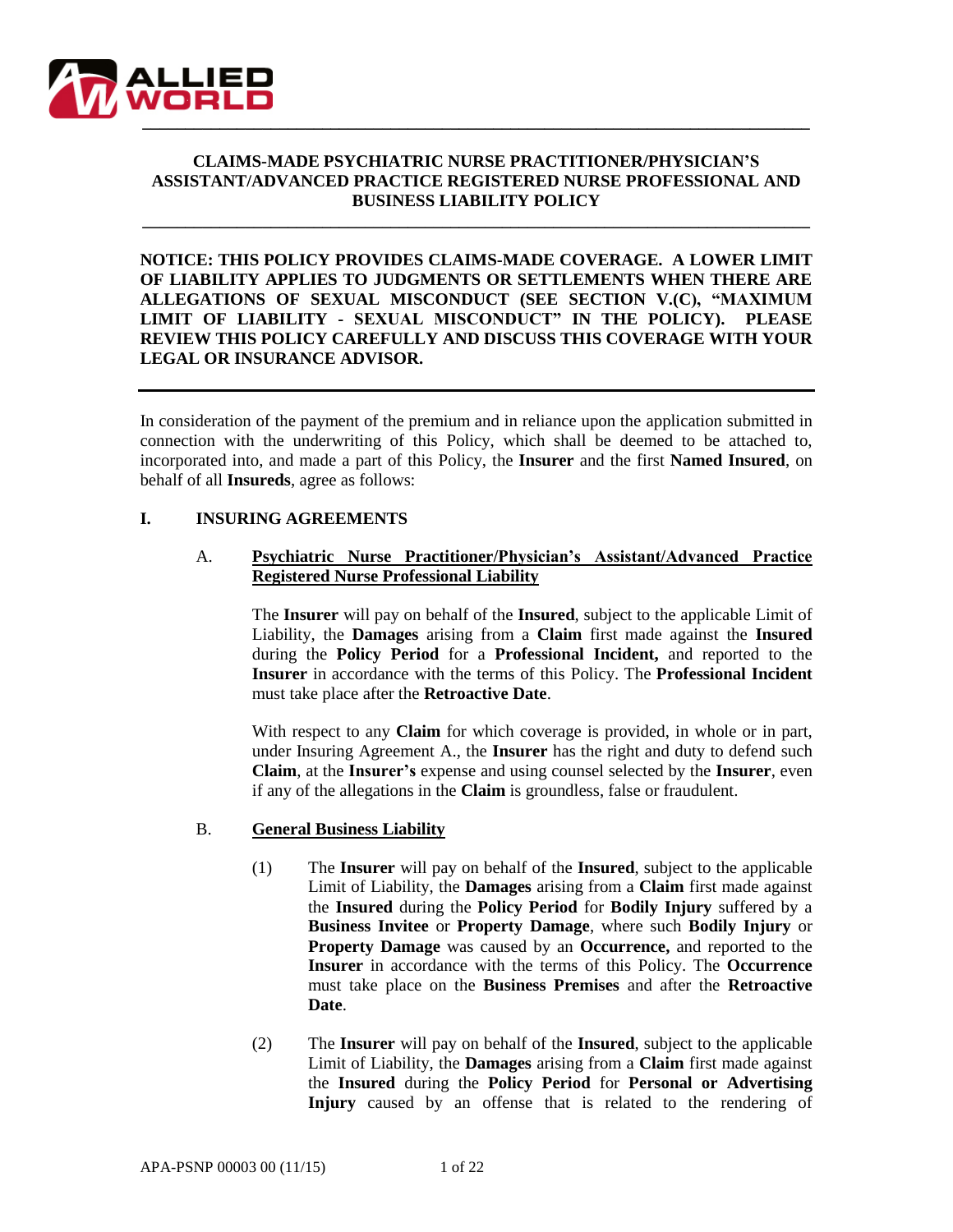# CLAIMS-MADE PSYCHIATRIC NURSE PRACTITIONER/PHYSICIAN'S ASSISTANT/ADVANCED PRACTICE REGISTERED NURSE PROFESSIONAL AND BUSINESS LIABILITY POLICY

**NOTICE: THIS POLICY PROVIDES CLAIMS-MADE COVERAGE. A LOWER LIMIT OF LIABILITY APPLIES TO JUDGMENTS OR SETTLEMENTS WHEN THERE ARE ALLEGATIONS OF SEXUAL MISCONDUCT (SEE SECTION V.(C), "MAXIMUM LIMIT OF LIABILITY - SEXUAL MISCONDUCT" IN THE POLICY). PLEASE REVIEW THIS POLICY CAREFULLY AND DISCUSS THIS COVERAGE WITH YOUR LEGAL OR INSURANCE ADVISOR.**

---

In consideration of the payment of the premium and in reliance upon the application submitted in connection with the underwriting of this Policy, which shall be deemed to be attached to, incorporated into, and made a part of this Policy, the **Insurer** and the first **Named Insured**, on behalf of all **Insureds**, agree as follows:

## I. INSURING AGREEMENTS

### A. Psychiatric Nurse Practitioner/Physician's Assistant/Advanced Practice Registered Nurse Professional Liability

The **Insurer** will pay on behalf of the **Insured**, subject to the applicable Limit of Liability, the **Damages** arising from a **Claim** first made against the **Insured** during the **Policy Period** for a **Professional Incident,** and reported to the **Insurer** in accordance with the terms of this Policy. The **Professional Incident** must take place after the **Retroactive Date**.

With respect to any **Claim** for which coverage is provided, in whole or in part, under Insuring Agreement A., the **Insurer** has the right and duty to defend such **Claim**, at the **Insurer's** expense and using counsel selected by the **Insurer**, even if any of the allegations in the **Claim** is groundless, false or fraudulent.

### B. General Business Liability

(1) The **Insurer** will pay on behalf of the **Insured**, subject to the applicable Limit of Liability, the **Damages** arising from a **Claim** first made against the **Insured** during the **Policy Period** for **Bodily Injury** suffered by a **Business Invitee** or **Property Damage**, where such **Bodily Injury** or **Property Damage** was caused by an **Occurrence,** and reported to the **Insurer** in accordance with the terms of this Policy. The **Occurrence** must take place on the **Business Premises** and after the **Retroactive Date**.

(2) The **Insurer** will pay on behalf of the **Insured**, subject to the applicable Limit of Liability, the **Damages** arising from a **Claim** first made against the **Insured** during the **Policy Period** for **Personal or Advertising Injury** caused by an offense that is related to the rendering of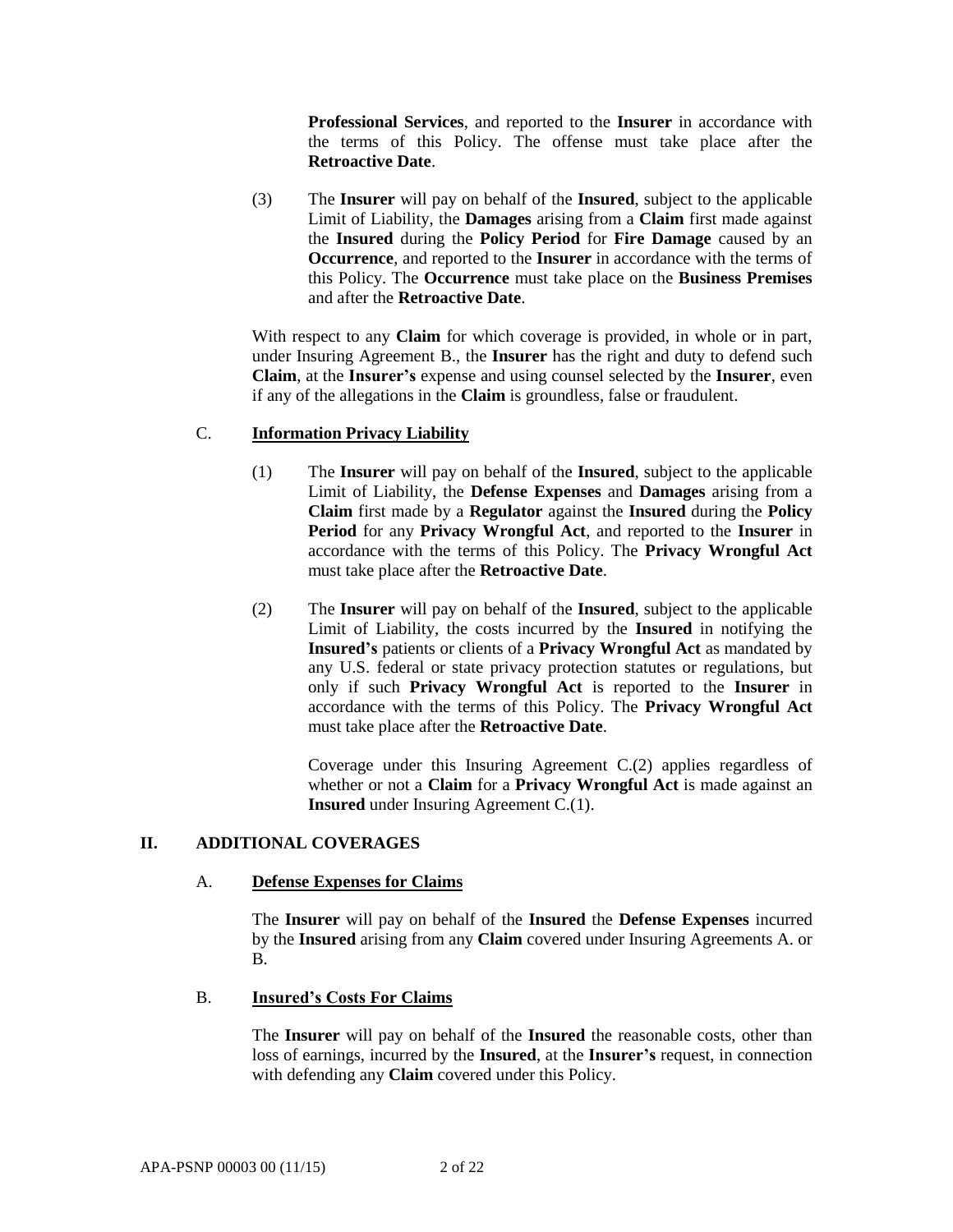**Professional Services**, and reported to the **Insurer** in accordance with the terms of this Policy. The offense must take place after the **Retroactive Date**.

(3) The **Insurer** will pay on behalf of the **Insured**, subject to the applicable Limit of Liability, the **Damages** arising from a **Claim** first made against the **Insured** during the **Policy Period** for **Fire Damage** caused by an **Occurrence**, and reported to the **Insurer** in accordance with the terms of this Policy. The **Occurrence** must take place on the **Business Premises** and after the **Retroactive Date**.

With respect to any **Claim** for which coverage is provided, in whole or in part, under Insuring Agreement B., the **Insurer** has the right and duty to defend such **Claim**, at the **Insurer's** expense and using counsel selected by the **Insurer**, even if any of the allegations in the **Claim** is groundless, false or fraudulent.

C. **Information Privacy Liability**

(1) The **Insurer** will pay on behalf of the **Insured**, subject to the applicable Limit of Liability, the **Defense Expenses** and **Damages** arising from a **Claim** first made by a **Regulator** against the **Insured** during the **Policy Period** for any **Privacy Wrongful Act**, and reported to the **Insurer** in accordance with the terms of this Policy. The **Privacy Wrongful Act** must take place after the **Retroactive Date**.

(2) The **Insurer** will pay on behalf of the **Insured**, subject to the applicable Limit of Liability, the costs incurred by the **Insured** in notifying the **Insured's** patients or clients of a **Privacy Wrongful Act** as mandated by any U.S. federal or state privacy protection statutes or regulations, but only if such **Privacy Wrongful Act** is reported to the **Insurer** in accordance with the terms of this Policy. The **Privacy Wrongful Act** must take place after the **Retroactive Date**.

Coverage under this Insuring Agreement C.(2) applies regardless of whether or not a **Claim** for a **Privacy Wrongful Act** is made against an **Insured** under Insuring Agreement C.(1).

## II. ADDITIONAL COVERAGES

A. **Defense Expenses for Claims**

The **Insurer** will pay on behalf of the **Insured** the **Defense Expenses** incurred by the **Insured** arising from any **Claim** covered under Insuring Agreements A. or B.

B. **Insured's Costs For Claims**

The **Insurer** will pay on behalf of the **Insured** the reasonable costs, other than loss of earnings, incurred by the **Insured**, at the **Insurer's** request, in connection with defending any **Claim** covered under this Policy.

APA-PSNP 00003 00 (11/15)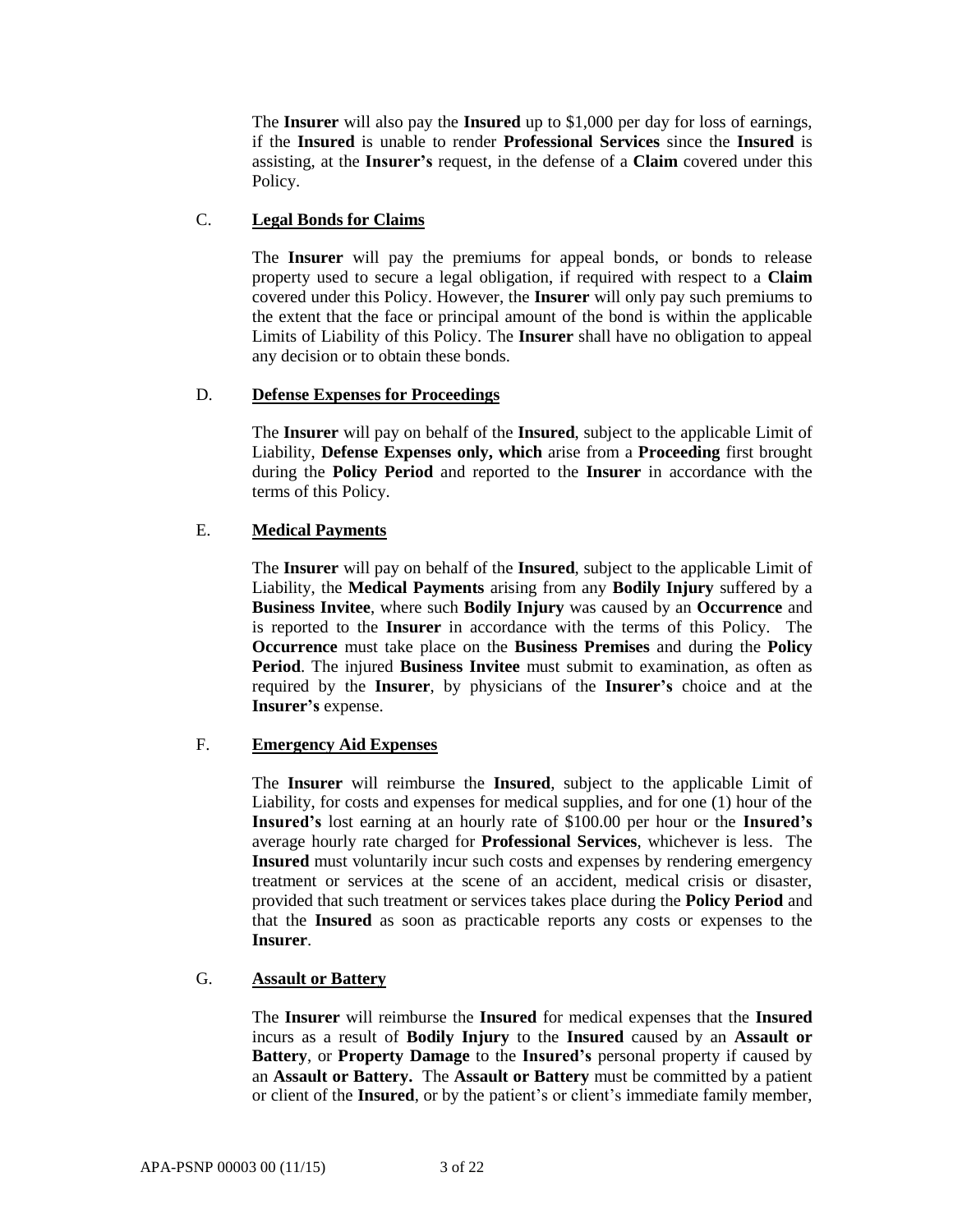The **Insurer** will also pay the **Insured** up to $1,000 per day for loss of earnings, if the **Insured** is unable to render **Professional Services** since the **Insured** is assisting, at the **Insurer's** request, in the defense of a **Claim** covered under this Policy.

C. **Legal Bonds for Claims**

The **Insurer** will pay the premiums for appeal bonds, or bonds to release property used to secure a legal obligation, if required with respect to a **Claim** covered under this Policy. However, the **Insurer** will only pay such premiums to the extent that the face or principal amount of the bond is within the applicable Limits of Liability of this Policy. The **Insurer** shall have no obligation to appeal any decision or to obtain these bonds.

D. **Defense Expenses for Proceedings**

The **Insurer** will pay on behalf of the **Insured**, subject to the applicable Limit of Liability, **Defense Expenses only, which** arise from a **Proceeding** first brought during the **Policy Period** and reported to the **Insurer** in accordance with the terms of this Policy.

E. **Medical Payments**

The **Insurer** will pay on behalf of the **Insured**, subject to the applicable Limit of Liability, the **Medical Payments** arising from any **Bodily Injury** suffered by a **Business Invitee**, where such **Bodily Injury** was caused by an **Occurrence** and is reported to the **Insurer** in accordance with the terms of this Policy. The **Occurrence** must take place on the **Business Premises** and during the **Policy Period**. The injured **Business Invitee** must submit to examination, as often as required by the **Insurer**, by physicians of the **Insurer's** choice and at the **Insurer's** expense.

F. **Emergency Aid Expenses**

The **Insurer** will reimburse the **Insured**, subject to the applicable Limit of Liability, for costs and expenses for medical supplies, and for one (1) hour of the **Insured's** lost earning at an hourly rate of $100.00 per hour or the **Insured's** average hourly rate charged for **Professional Services**, whichever is less. The **Insured** must voluntarily incur such costs and expenses by rendering emergency treatment or services at the scene of an accident, medical crisis or disaster, provided that such treatment or services takes place during the **Policy Period** and that the **Insured** as soon as practicable reports any costs or expenses to the **Insurer**.

G. **Assault or Battery**

The **Insurer** will reimburse the **Insured** for medical expenses that the **Insured** incurs as a result of **Bodily Injury** to the **Insured** caused by an **Assault or Battery**, or **Property Damage** to the **Insured's** personal property if caused by an **Assault or Battery.** The **Assault or Battery** must be committed by a patient or client of the **Insured**, or by the patient's or client's immediate family member,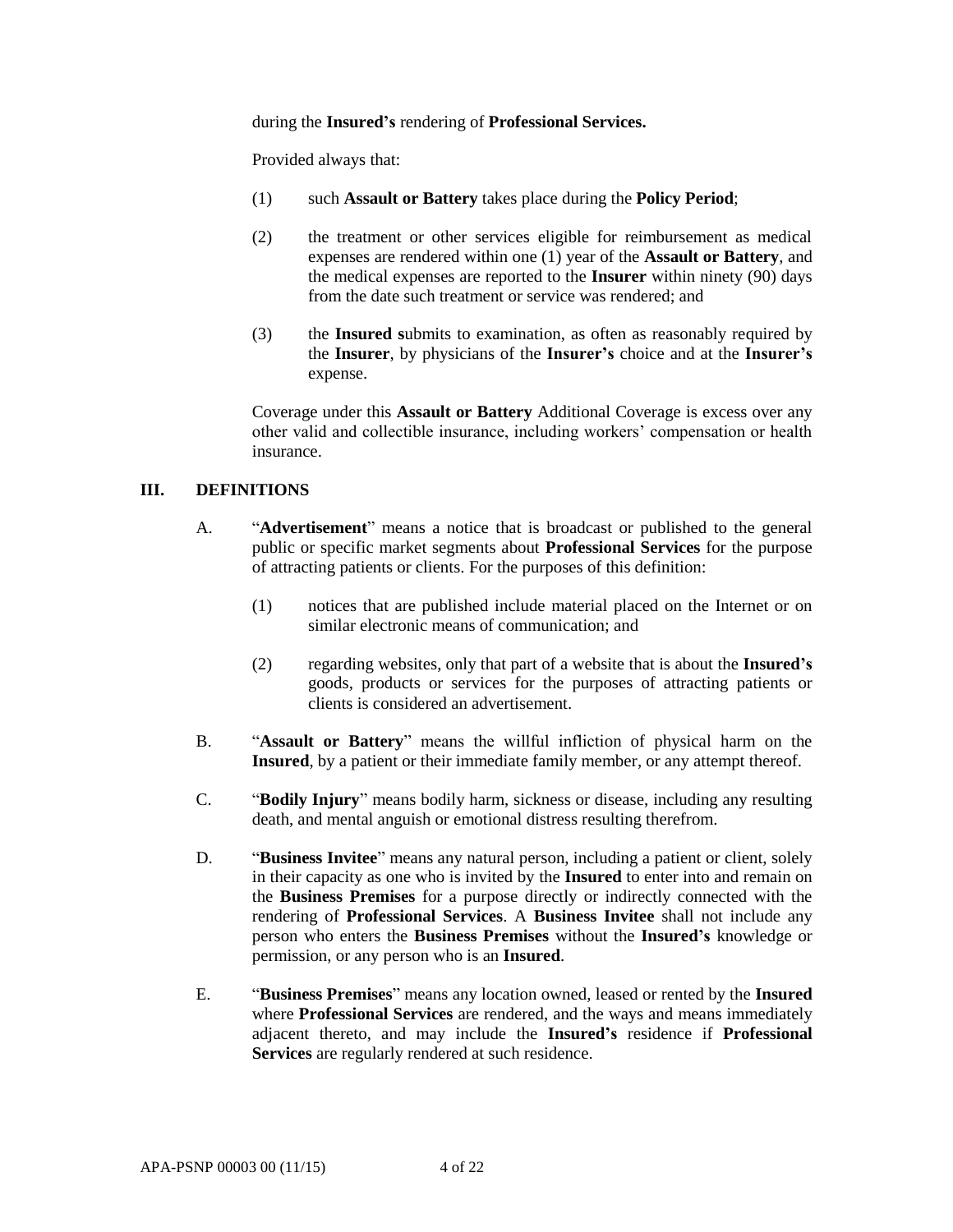during the **Insured's** rendering of **Professional Services.**

Provided always that:

(1) such **Assault or Battery** takes place during the **Policy Period**;

(2) the treatment or other services eligible for reimbursement as medical expenses are rendered within one (1) year of the **Assault or Battery**, and the medical expenses are reported to the **Insurer** within ninety (90) days from the date such treatment or service was rendered; and

(3) the **Insured s**ubmits to examination, as often as reasonably required by the **Insurer**, by physicians of the **Insurer's** choice and at the **Insurer's** expense.

Coverage under this **Assault or Battery** Additional Coverage is excess over any other valid and collectible insurance, including workers' compensation or health insurance.

## III. DEFINITIONS

A. "**Advertisement**" means a notice that is broadcast or published to the general public or specific market segments about **Professional Services** for the purpose of attracting patients or clients. For the purposes of this definition:

(1) notices that are published include material placed on the Internet or on similar electronic means of communication; and

(2) regarding websites, only that part of a website that is about the **Insured's** goods, products or services for the purposes of attracting patients or clients is considered an advertisement.

B. "**Assault or Battery**" means the willful infliction of physical harm on the **Insured**, by a patient or their immediate family member, or any attempt thereof.

C. "**Bodily Injury**" means bodily harm, sickness or disease, including any resulting death, and mental anguish or emotional distress resulting therefrom.

D. "**Business Invitee**" means any natural person, including a patient or client, solely in their capacity as one who is invited by the **Insured** to enter into and remain on the **Business Premises** for a purpose directly or indirectly connected with the rendering of **Professional Services**. A **Business Invitee** shall not include any person who enters the **Business Premises** without the **Insured's** knowledge or permission, or any person who is an **Insured**.

E. "**Business Premises**" means any location owned, leased or rented by the **Insured** where **Professional Services** are rendered, and the ways and means immediately adjacent thereto, and may include the **Insured's** residence if **Professional Services** are regularly rendered at such residence.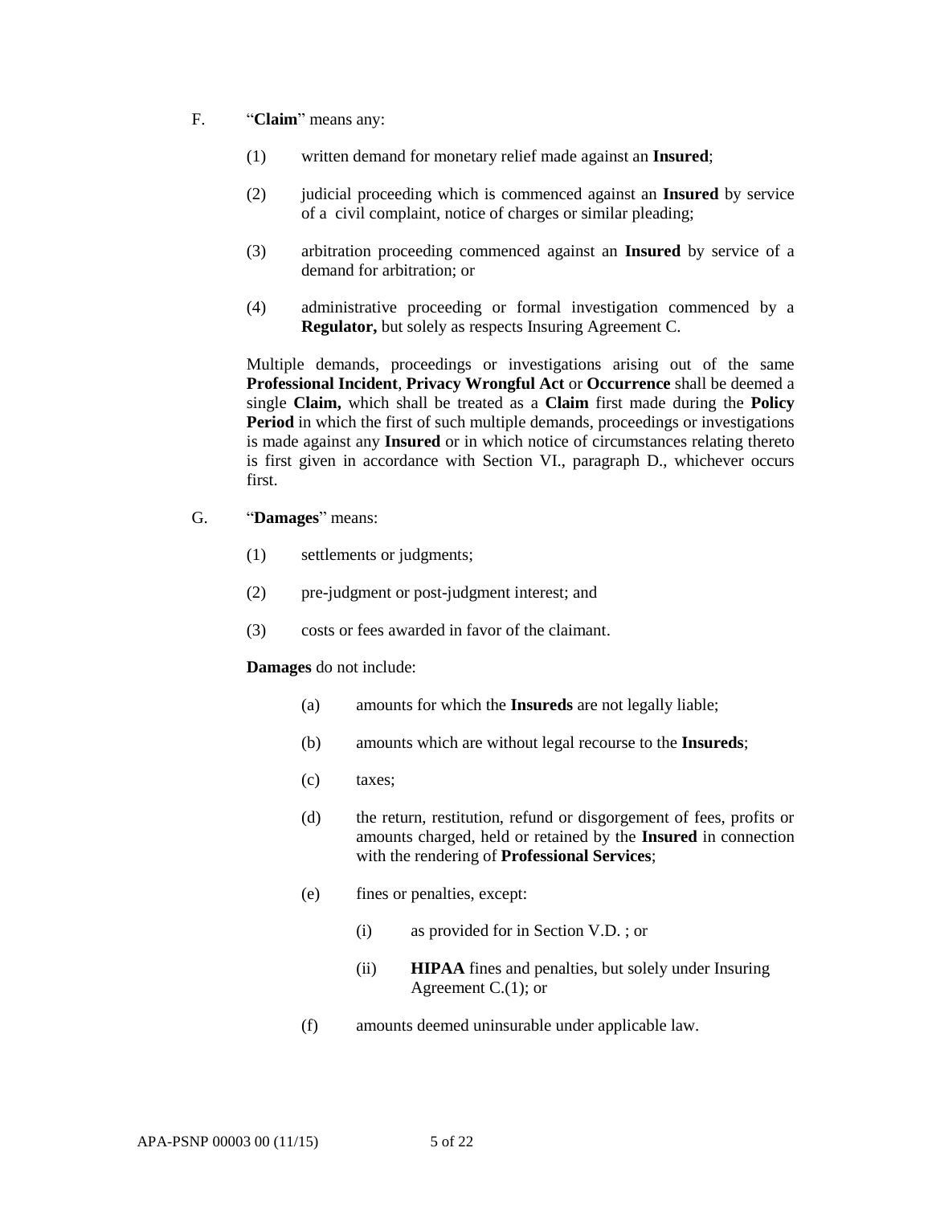F. "**Claim**" means any:

(1) written demand for monetary relief made against an **Insured**;

(2) judicial proceeding which is commenced against an **Insured** by service of a civil complaint, notice of charges or similar pleading;

(3) arbitration proceeding commenced against an **Insured** by service of a demand for arbitration; or

(4) administrative proceeding or formal investigation commenced by a **Regulator,** but solely as respects Insuring Agreement C.

Multiple demands, proceedings or investigations arising out of the same **Professional Incident**, **Privacy Wrongful Act** or **Occurrence** shall be deemed a single **Claim,** which shall be treated as a **Claim** first made during the **Policy Period** in which the first of such multiple demands, proceedings or investigations is made against any **Insured** or in which notice of circumstances relating thereto is first given in accordance with Section VI., paragraph D., whichever occurs first.

G. "**Damages**" means:

(1) settlements or judgments;

(2) pre-judgment or post-judgment interest; and

(3) costs or fees awarded in favor of the claimant.

**Damages** do not include:

(a) amounts for which the **Insureds** are not legally liable;

(b) amounts which are without legal recourse to the **Insureds**;

(c) taxes;

(d) the return, restitution, refund or disgorgement of fees, profits or amounts charged, held or retained by the **Insured** in connection with the rendering of **Professional Services**;

(e) fines or penalties, except:

(i) as provided for in Section V.D. ; or

(ii) **HIPAA** fines and penalties, but solely under Insuring Agreement C.(1); or

(f) amounts deemed uninsurable under applicable law.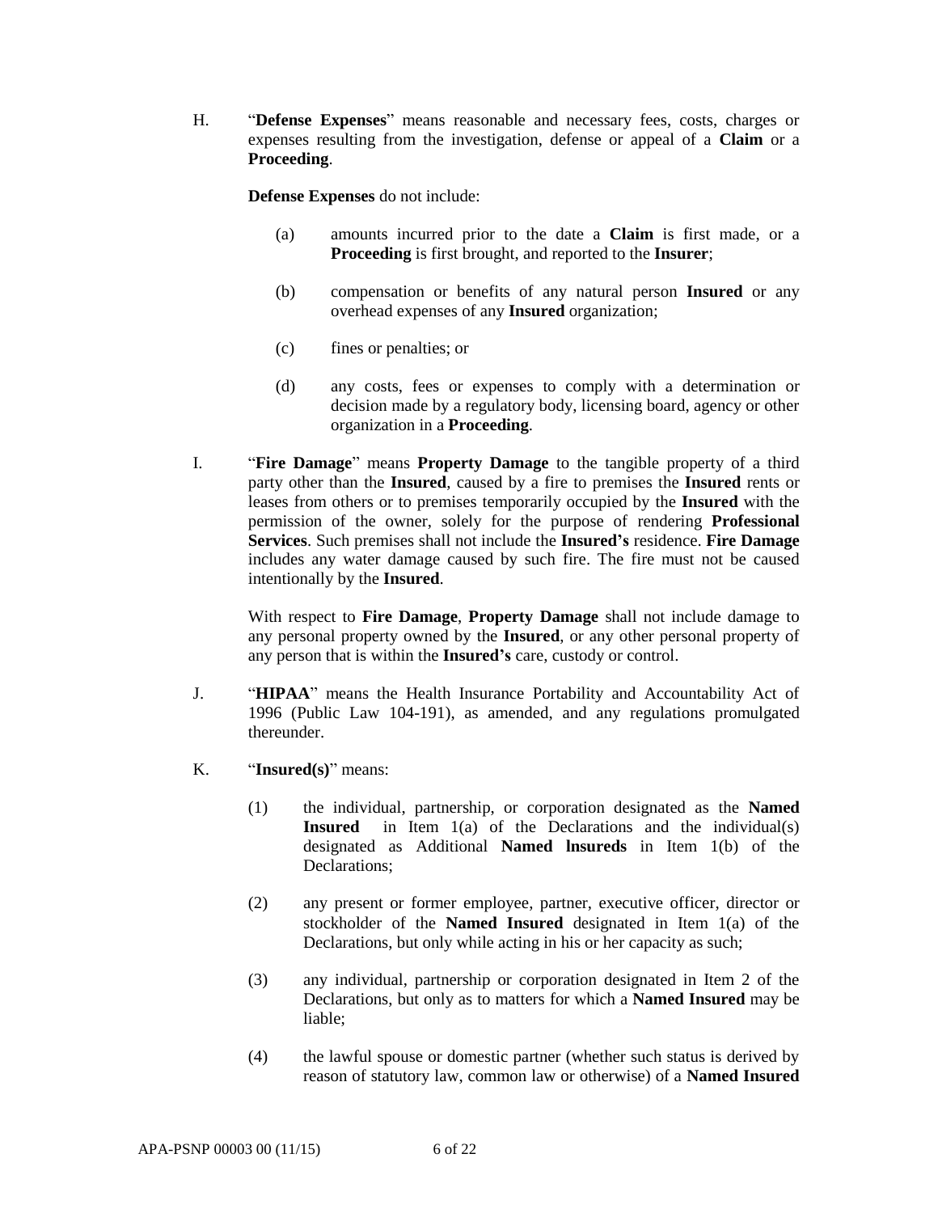H. "**Defense Expenses**" means reasonable and necessary fees, costs, charges or expenses resulting from the investigation, defense or appeal of a **Claim** or a **Proceeding**.

**Defense Expenses** do not include:

(a) amounts incurred prior to the date a **Claim** is first made, or a **Proceeding** is first brought, and reported to the **Insurer**;

(b) compensation or benefits of any natural person **Insured** or any overhead expenses of any **Insured** organization;

(c) fines or penalties; or

(d) any costs, fees or expenses to comply with a determination or decision made by a regulatory body, licensing board, agency or other organization in a **Proceeding**.

I. "**Fire Damage**" means **Property Damage** to the tangible property of a third party other than the **Insured**, caused by a fire to premises the **Insured** rents or leases from others or to premises temporarily occupied by the **Insured** with the permission of the owner, solely for the purpose of rendering **Professional Services**. Such premises shall not include the **Insured's** residence. **Fire Damage** includes any water damage caused by such fire. The fire must not be caused intentionally by the **Insured**.

With respect to **Fire Damage**, **Property Damage** shall not include damage to any personal property owned by the **Insured**, or any other personal property of any person that is within the **Insured's** care, custody or control.

J. "**HIPAA**" means the Health Insurance Portability and Accountability Act of 1996 (Public Law 104-191), as amended, and any regulations promulgated thereunder.

K. "**Insured(s)**" means:

(1) the individual, partnership, or corporation designated as the **Named Insured** in Item 1(a) of the Declarations and the individual(s) designated as Additional **Named lnsureds** in Item 1(b) of the Declarations;

(2) any present or former employee, partner, executive officer, director or stockholder of the **Named Insured** designated in Item 1(a) of the Declarations, but only while acting in his or her capacity as such;

(3) any individual, partnership or corporation designated in Item 2 of the Declarations, but only as to matters for which a **Named Insured** may be liable;

(4) the lawful spouse or domestic partner (whether such status is derived by reason of statutory law, common law or otherwise) of a **Named Insured**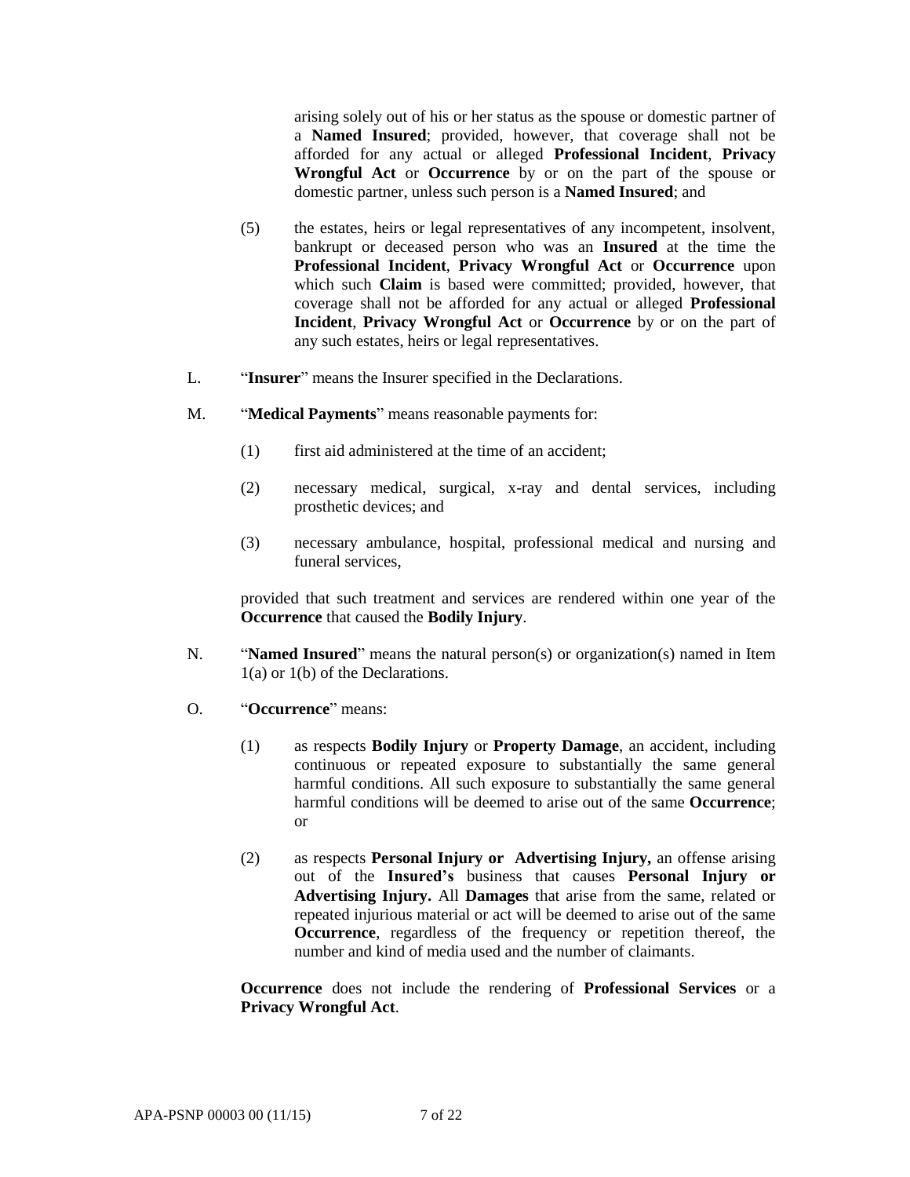arising solely out of his or her status as the spouse or domestic partner of a **Named Insured**; provided, however, that coverage shall not be afforded for any actual or alleged **Professional Incident**, **Privacy Wrongful Act** or **Occurrence** by or on the part of the spouse or domestic partner, unless such person is a **Named Insured**; and

(5) the estates, heirs or legal representatives of any incompetent, insolvent, bankrupt or deceased person who was an **Insured** at the time the **Professional Incident**, **Privacy Wrongful Act** or **Occurrence** upon which such **Claim** is based were committed; provided, however, that coverage shall not be afforded for any actual or alleged **Professional Incident**, **Privacy Wrongful Act** or **Occurrence** by or on the part of any such estates, heirs or legal representatives.

L. "**Insurer**" means the Insurer specified in the Declarations.

M. "**Medical Payments**" means reasonable payments for:

(1) first aid administered at the time of an accident;

(2) necessary medical, surgical, x-ray and dental services, including prosthetic devices; and

(3) necessary ambulance, hospital, professional medical and nursing and funeral services,

provided that such treatment and services are rendered within one year of the **Occurrence** that caused the **Bodily Injury**.

N. "**Named Insured**" means the natural person(s) or organization(s) named in Item 1(a) or 1(b) of the Declarations.

O. "**Occurrence**" means:

(1) as respects **Bodily Injury** or **Property Damage**, an accident, including continuous or repeated exposure to substantially the same general harmful conditions. All such exposure to substantially the same general harmful conditions will be deemed to arise out of the same **Occurrence**; or

(2) as respects **Personal Injury or Advertising Injury,** an offense arising out of the **Insured's** business that causes **Personal Injury or Advertising Injury.** All **Damages** that arise from the same, related or repeated injurious material or act will be deemed to arise out of the same **Occurrence**, regardless of the frequency or repetition thereof, the number and kind of media used and the number of claimants.

**Occurrence** does not include the rendering of **Professional Services** or a **Privacy Wrongful Act**.

APA-PSNP 00003 00 (11/15)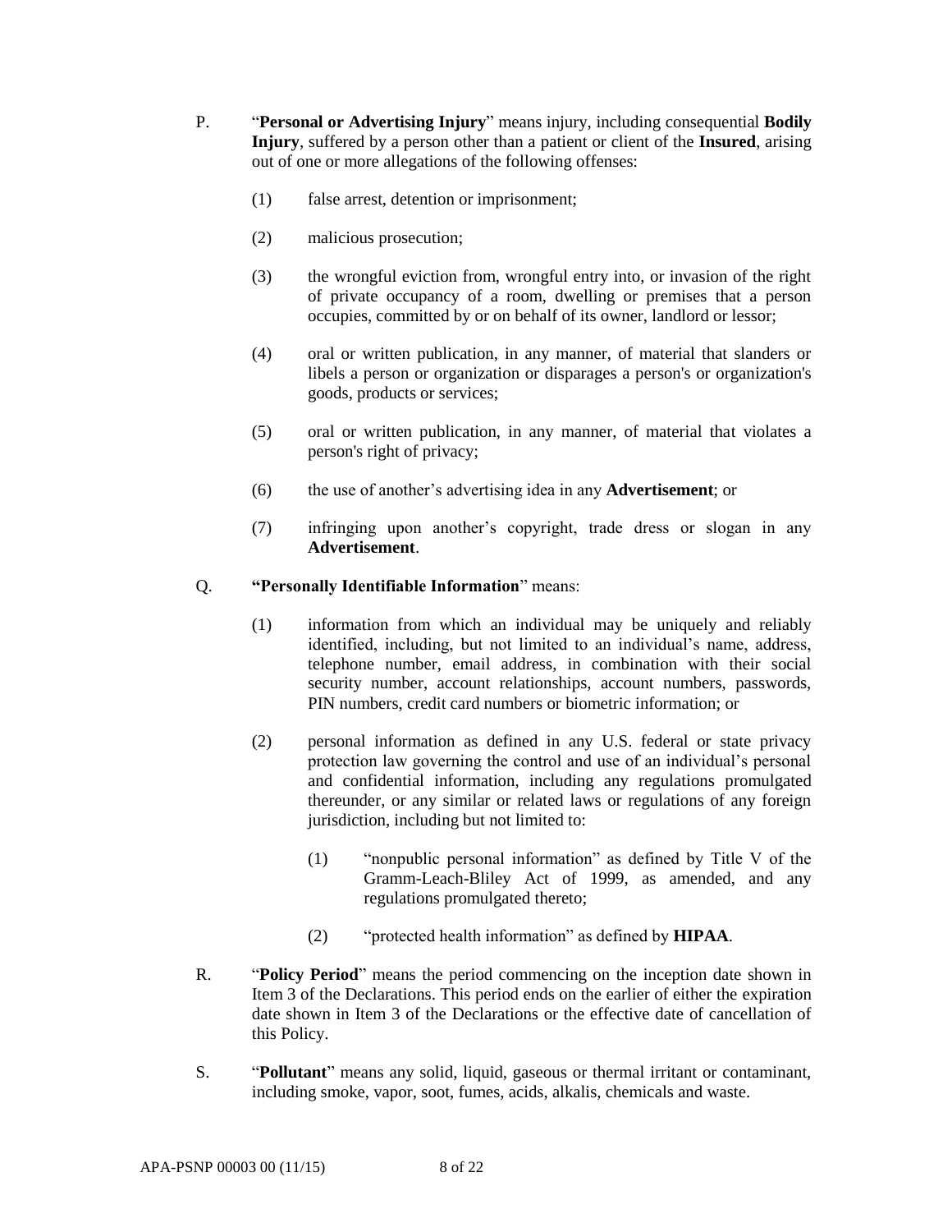P. "**Personal or Advertising Injury**" means injury, including consequential **Bodily Injury**, suffered by a person other than a patient or client of the **Insured**, arising out of one or more allegations of the following offenses:

(1) false arrest, detention or imprisonment;

(2) malicious prosecution;

(3) the wrongful eviction from, wrongful entry into, or invasion of the right of private occupancy of a room, dwelling or premises that a person occupies, committed by or on behalf of its owner, landlord or lessor;

(4) oral or written publication, in any manner, of material that slanders or libels a person or organization or disparages a person's or organization's goods, products or services;

(5) oral or written publication, in any manner, of material that violates a person's right of privacy;

(6) the use of another's advertising idea in any **Advertisement**; or

(7) infringing upon another's copyright, trade dress or slogan in any **Advertisement**.

Q. **"Personally Identifiable Information**" means:

(1) information from which an individual may be uniquely and reliably identified, including, but not limited to an individual's name, address, telephone number, email address, in combination with their social security number, account relationships, account numbers, passwords, PIN numbers, credit card numbers or biometric information; or

(2) personal information as defined in any U.S. federal or state privacy protection law governing the control and use of an individual's personal and confidential information, including any regulations promulgated thereunder, or any similar or related laws or regulations of any foreign jurisdiction, including but not limited to:

   (1) "nonpublic personal information" as defined by Title V of the Gramm-Leach-Bliley Act of 1999, as amended, and any regulations promulgated thereto;

   (2) "protected health information" as defined by **HIPAA**.

R. "**Policy Period**" means the period commencing on the inception date shown in Item 3 of the Declarations. This period ends on the earlier of either the expiration date shown in Item 3 of the Declarations or the effective date of cancellation of this Policy.

S. "**Pollutant**" means any solid, liquid, gaseous or thermal irritant or contaminant, including smoke, vapor, soot, fumes, acids, alkalis, chemicals and waste.

APA-PSNP 00003 00 (11/15)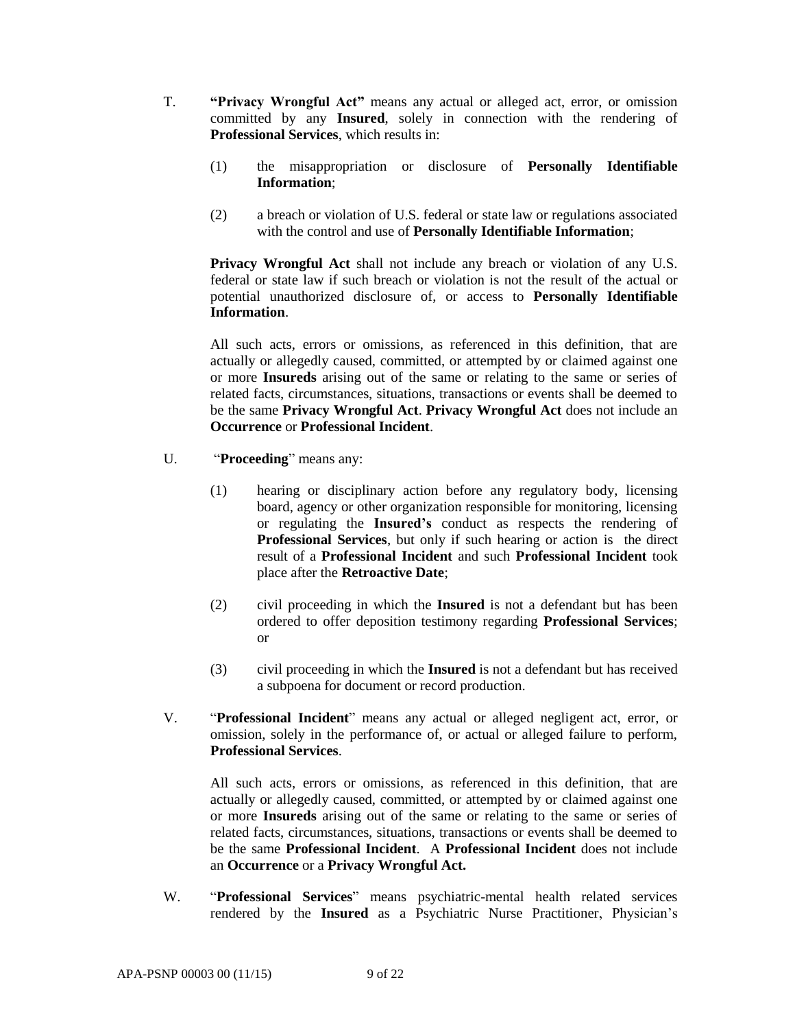T. **"Privacy Wrongful Act"** means any actual or alleged act, error, or omission committed by any **Insured**, solely in connection with the rendering of **Professional Services**, which results in:

(1) the misappropriation or disclosure of **Personally Identifiable Information**;

(2) a breach or violation of U.S. federal or state law or regulations associated with the control and use of **Personally Identifiable Information**;

**Privacy Wrongful Act** shall not include any breach or violation of any U.S. federal or state law if such breach or violation is not the result of the actual or potential unauthorized disclosure of, or access to **Personally Identifiable Information**.

All such acts, errors or omissions, as referenced in this definition, that are actually or allegedly caused, committed, or attempted by or claimed against one or more **Insureds** arising out of the same or relating to the same or series of related facts, circumstances, situations, transactions or events shall be deemed to be the same **Privacy Wrongful Act**. **Privacy Wrongful Act** does not include an **Occurrence** or **Professional Incident**.

U. "**Proceeding**" means any:

(1) hearing or disciplinary action before any regulatory body, licensing board, agency or other organization responsible for monitoring, licensing or regulating the **Insured's** conduct as respects the rendering of **Professional Services**, but only if such hearing or action is the direct result of a **Professional Incident** and such **Professional Incident** took place after the **Retroactive Date**;

(2) civil proceeding in which the **Insured** is not a defendant but has been ordered to offer deposition testimony regarding **Professional Services**; or

(3) civil proceeding in which the **Insured** is not a defendant but has received a subpoena for document or record production.

V. "**Professional Incident**" means any actual or alleged negligent act, error, or omission, solely in the performance of, or actual or alleged failure to perform, **Professional Services**.

All such acts, errors or omissions, as referenced in this definition, that are actually or allegedly caused, committed, or attempted by or claimed against one or more **Insureds** arising out of the same or relating to the same or series of related facts, circumstances, situations, transactions or events shall be deemed to be the same **Professional Incident**. A **Professional Incident** does not include an **Occurrence** or a **Privacy Wrongful Act.**

W. "**Professional Services**" means psychiatric-mental health related services rendered by the **Insured** as a Psychiatric Nurse Practitioner, Physician's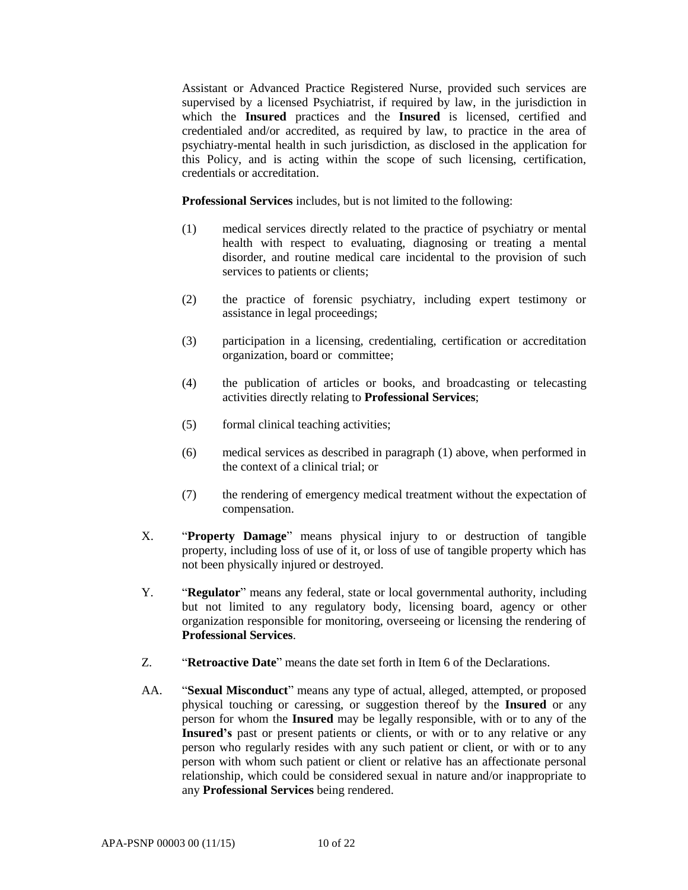Assistant or Advanced Practice Registered Nurse, provided such services are supervised by a licensed Psychiatrist, if required by law, in the jurisdiction in which the **Insured** practices and the **Insured** is licensed, certified and credentialed and/or accredited, as required by law, to practice in the area of psychiatry-mental health in such jurisdiction, as disclosed in the application for this Policy, and is acting within the scope of such licensing, certification, credentials or accreditation.

**Professional Services** includes, but is not limited to the following:

(1) medical services directly related to the practice of psychiatry or mental health with respect to evaluating, diagnosing or treating a mental disorder, and routine medical care incidental to the provision of such services to patients or clients;

(2) the practice of forensic psychiatry, including expert testimony or assistance in legal proceedings;

(3) participation in a licensing, credentialing, certification or accreditation organization, board or committee;

(4) the publication of articles or books, and broadcasting or telecasting activities directly relating to **Professional Services**;

(5) formal clinical teaching activities;

(6) medical services as described in paragraph (1) above, when performed in the context of a clinical trial; or

(7) the rendering of emergency medical treatment without the expectation of compensation.

X. "**Property Damage**" means physical injury to or destruction of tangible property, including loss of use of it, or loss of use of tangible property which has not been physically injured or destroyed.

Y. "**Regulator**" means any federal, state or local governmental authority, including but not limited to any regulatory body, licensing board, agency or other organization responsible for monitoring, overseeing or licensing the rendering of **Professional Services**.

Z. "**Retroactive Date**" means the date set forth in Item 6 of the Declarations.

AA. "**Sexual Misconduct**" means any type of actual, alleged, attempted, or proposed physical touching or caressing, or suggestion thereof by the **Insured** or any person for whom the **Insured** may be legally responsible, with or to any of the **Insured's** past or present patients or clients, or with or to any relative or any person who regularly resides with any such patient or client, or with or to any person with whom such patient or client or relative has an affectionate personal relationship, which could be considered sexual in nature and/or inappropriate to any **Professional Services** being rendered.

APA-PSNP 00003 00 (11/15)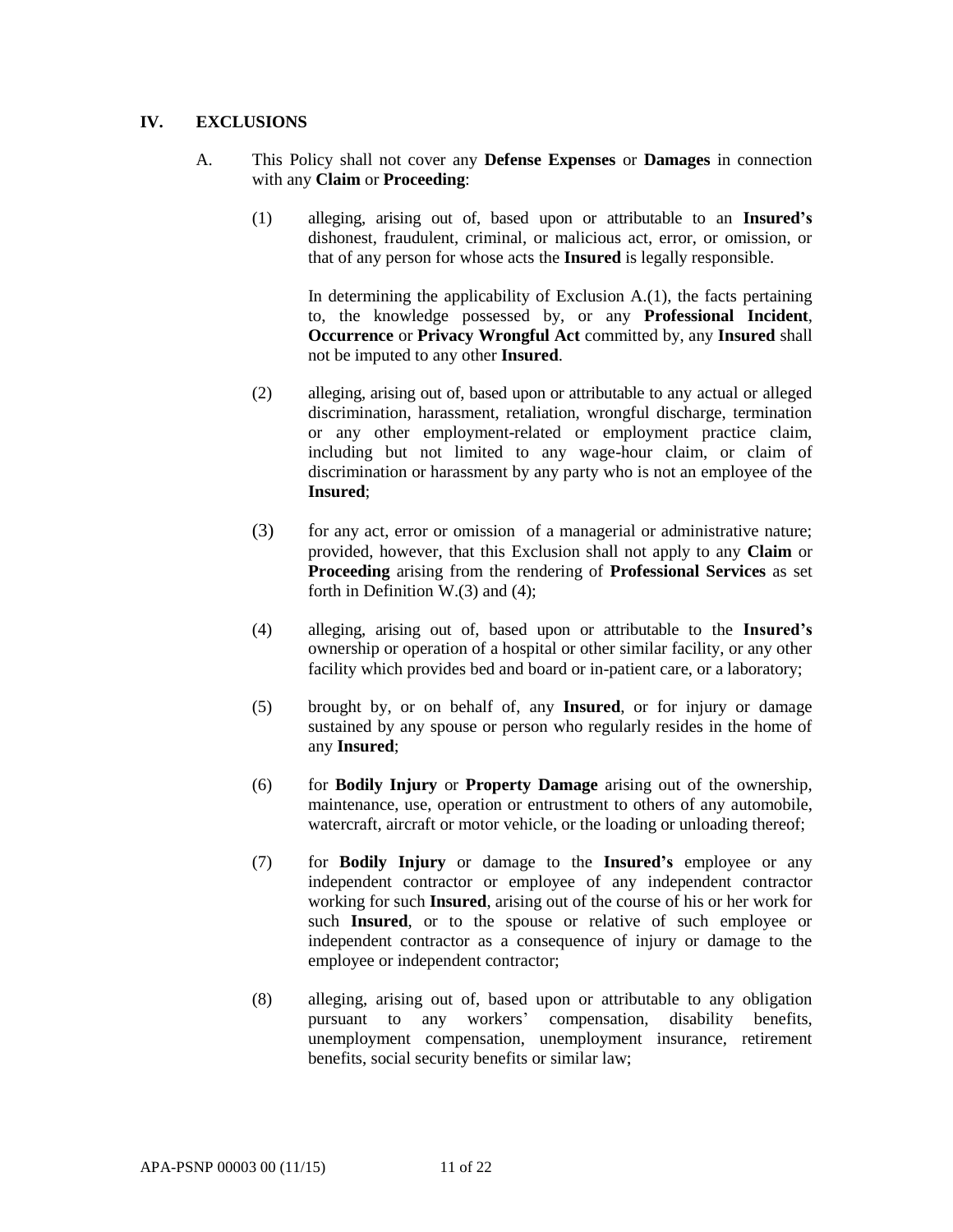## IV. EXCLUSIONS

A. This Policy shall not cover any **Defense Expenses** or **Damages** in connection with any **Claim** or **Proceeding**:

(1) alleging, arising out of, based upon or attributable to an **Insured's** dishonest, fraudulent, criminal, or malicious act, error, or omission, or that of any person for whose acts the **Insured** is legally responsible.

In determining the applicability of Exclusion A.(1), the facts pertaining to, the knowledge possessed by, or any **Professional Incident**, **Occurrence** or **Privacy Wrongful Act** committed by, any **Insured** shall not be imputed to any other **Insured**.

(2) alleging, arising out of, based upon or attributable to any actual or alleged discrimination, harassment, retaliation, wrongful discharge, termination or any other employment-related or employment practice claim, including but not limited to any wage-hour claim, or claim of discrimination or harassment by any party who is not an employee of the **Insured**;

(3) for any act, error or omission of a managerial or administrative nature; provided, however, that this Exclusion shall not apply to any **Claim** or **Proceeding** arising from the rendering of **Professional Services** as set forth in Definition W.(3) and (4);

(4) alleging, arising out of, based upon or attributable to the **Insured's** ownership or operation of a hospital or other similar facility, or any other facility which provides bed and board or in-patient care, or a laboratory;

(5) brought by, or on behalf of, any **Insured**, or for injury or damage sustained by any spouse or person who regularly resides in the home of any **Insured**;

(6) for **Bodily Injury** or **Property Damage** arising out of the ownership, maintenance, use, operation or entrustment to others of any automobile, watercraft, aircraft or motor vehicle, or the loading or unloading thereof;

(7) for **Bodily Injury** or damage to the **Insured's** employee or any independent contractor or employee of any independent contractor working for such **Insured**, arising out of the course of his or her work for such **Insured**, or to the spouse or relative of such employee or independent contractor as a consequence of injury or damage to the employee or independent contractor;

(8) alleging, arising out of, based upon or attributable to any obligation pursuant to any workers' compensation, disability benefits, unemployment compensation, unemployment insurance, retirement benefits, social security benefits or similar law;

APA-PSNP 00003 00 (11/15)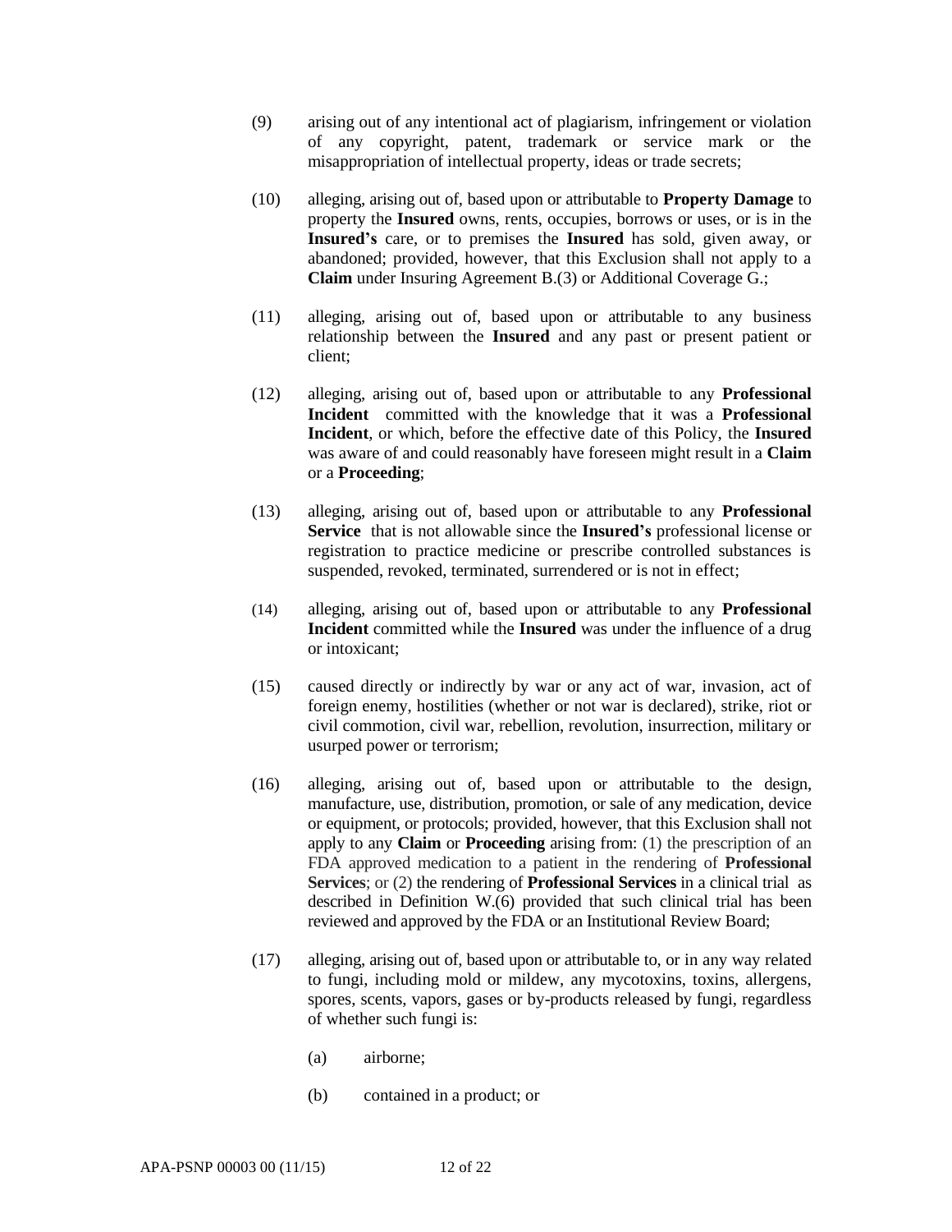(9) arising out of any intentional act of plagiarism, infringement or violation of any copyright, patent, trademark or service mark or the misappropriation of intellectual property, ideas or trade secrets;

(10) alleging, arising out of, based upon or attributable to **Property Damage** to property the **Insured** owns, rents, occupies, borrows or uses, or is in the **Insured's** care, or to premises the **Insured** has sold, given away, or abandoned; provided, however, that this Exclusion shall not apply to a **Claim** under Insuring Agreement B.(3) or Additional Coverage G.;

(11) alleging, arising out of, based upon or attributable to any business relationship between the **Insured** and any past or present patient or client;

(12) alleging, arising out of, based upon or attributable to any **Professional Incident** committed with the knowledge that it was a **Professional Incident**, or which, before the effective date of this Policy, the **Insured** was aware of and could reasonably have foreseen might result in a **Claim** or a **Proceeding**;

(13) alleging, arising out of, based upon or attributable to any **Professional Service** that is not allowable since the **Insured's** professional license or registration to practice medicine or prescribe controlled substances is suspended, revoked, terminated, surrendered or is not in effect;

(14) alleging, arising out of, based upon or attributable to any **Professional Incident** committed while the **Insured** was under the influence of a drug or intoxicant;

(15) caused directly or indirectly by war or any act of war, invasion, act of foreign enemy, hostilities (whether or not war is declared), strike, riot or civil commotion, civil war, rebellion, revolution, insurrection, military or usurped power or terrorism;

(16) alleging, arising out of, based upon or attributable to the design, manufacture, use, distribution, promotion, or sale of any medication, device or equipment, or protocols; provided, however, that this Exclusion shall not apply to any **Claim** or **Proceeding** arising from: (1) the prescription of an FDA approved medication to a patient in the rendering of **Professional Services**; or (2) the rendering of **Professional Services** in a clinical trial as described in Definition W.(6) provided that such clinical trial has been reviewed and approved by the FDA or an Institutional Review Board;

(17) alleging, arising out of, based upon or attributable to, or in any way related to fungi, including mold or mildew, any mycotoxins, toxins, allergens, spores, scents, vapors, gases or by-products released by fungi, regardless of whether such fungi is:

    (a) airborne;

    (b) contained in a product; or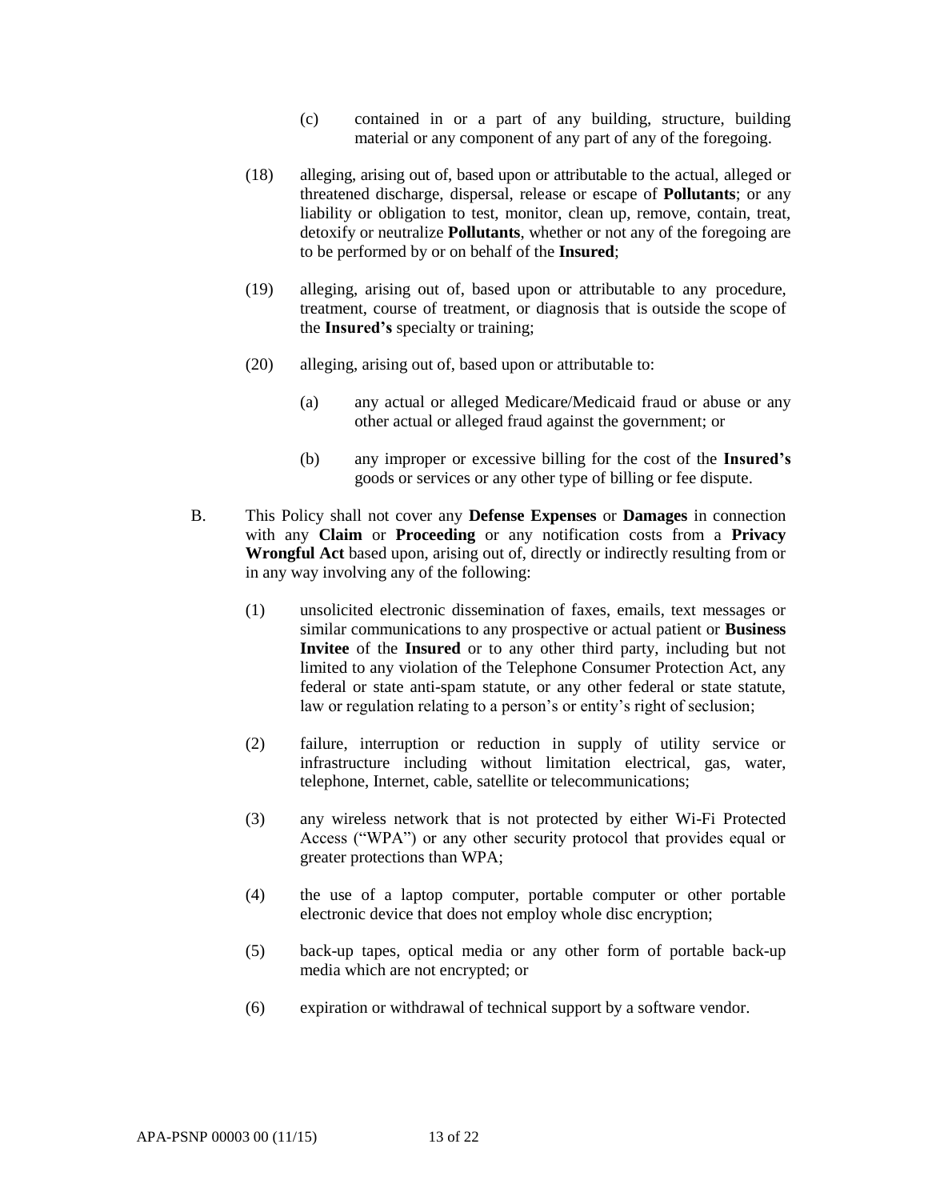(c) contained in or a part of any building, structure, building material or any component of any part of any of the foregoing.

(18) alleging, arising out of, based upon or attributable to the actual, alleged or threatened discharge, dispersal, release or escape of **Pollutants**; or any liability or obligation to test, monitor, clean up, remove, contain, treat, detoxify or neutralize **Pollutants**, whether or not any of the foregoing are to be performed by or on behalf of the **Insured**;

(19) alleging, arising out of, based upon or attributable to any procedure, treatment, course of treatment, or diagnosis that is outside the scope of the **Insured's** specialty or training;

(20) alleging, arising out of, based upon or attributable to:

(a) any actual or alleged Medicare/Medicaid fraud or abuse or any other actual or alleged fraud against the government; or

(b) any improper or excessive billing for the cost of the **Insured's** goods or services or any other type of billing or fee dispute.

B. This Policy shall not cover any **Defense Expenses** or **Damages** in connection with any **Claim** or **Proceeding** or any notification costs from a **Privacy Wrongful Act** based upon, arising out of, directly or indirectly resulting from or in any way involving any of the following:

(1) unsolicited electronic dissemination of faxes, emails, text messages or similar communications to any prospective or actual patient or **Business Invitee** of the **Insured** or to any other third party, including but not limited to any violation of the Telephone Consumer Protection Act, any federal or state anti-spam statute, or any other federal or state statute, law or regulation relating to a person's or entity's right of seclusion;

(2) failure, interruption or reduction in supply of utility service or infrastructure including without limitation electrical, gas, water, telephone, Internet, cable, satellite or telecommunications;

(3) any wireless network that is not protected by either Wi-Fi Protected Access ("WPA") or any other security protocol that provides equal or greater protections than WPA;

(4) the use of a laptop computer, portable computer or other portable electronic device that does not employ whole disc encryption;

(5) back-up tapes, optical media or any other form of portable back-up media which are not encrypted; or

(6) expiration or withdrawal of technical support by a software vendor.

APA-PSNP 00003 00 (11/15)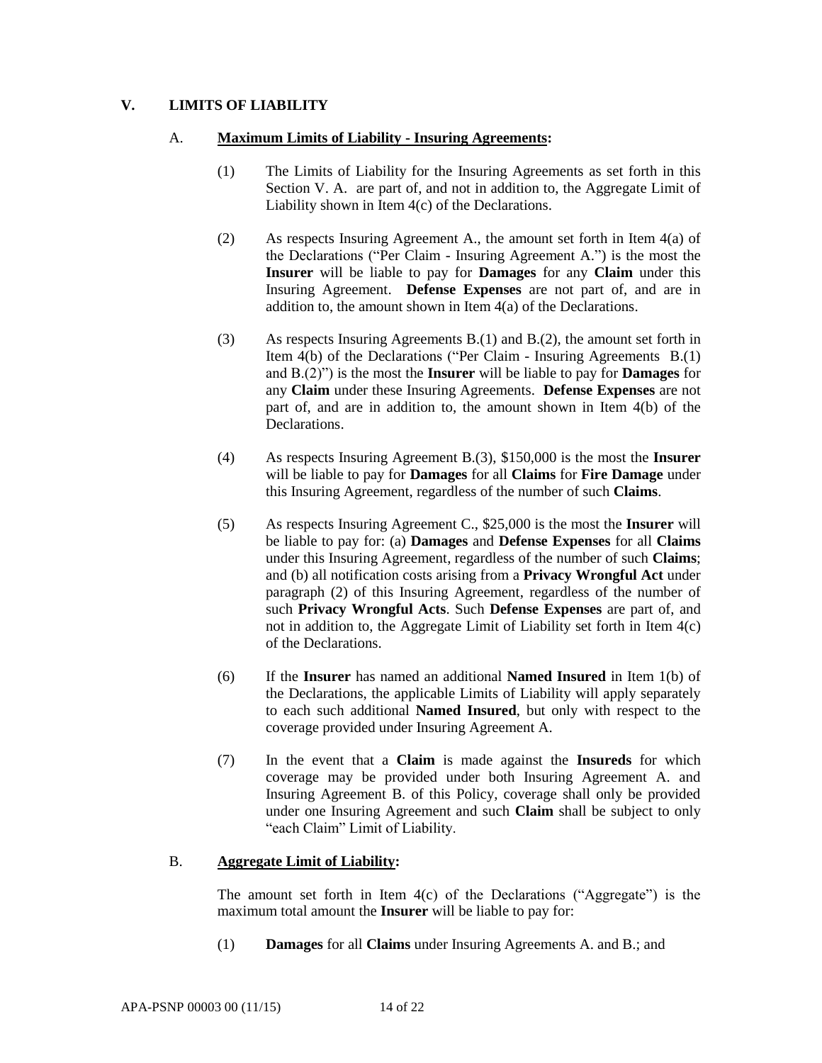## V. LIMITS OF LIABILITY

A. **Maximum Limits of Liability - Insuring Agreements:**

(1) The Limits of Liability for the Insuring Agreements as set forth in this Section V. A. are part of, and not in addition to, the Aggregate Limit of Liability shown in Item 4(c) of the Declarations.

(2) As respects Insuring Agreement A., the amount set forth in Item 4(a) of the Declarations ("Per Claim - Insuring Agreement A.") is the most the **Insurer** will be liable to pay for **Damages** for any **Claim** under this Insuring Agreement. **Defense Expenses** are not part of, and are in addition to, the amount shown in Item 4(a) of the Declarations.

(3) As respects Insuring Agreements B.(1) and B.(2), the amount set forth in Item 4(b) of the Declarations ("Per Claim - Insuring Agreements B.(1) and B.(2)") is the most the **Insurer** will be liable to pay for **Damages** for any **Claim** under these Insuring Agreements. **Defense Expenses** are not part of, and are in addition to, the amount shown in Item 4(b) of the Declarations.

(4) As respects Insuring Agreement B.(3), $150,000 is the most the **Insurer** will be liable to pay for **Damages** for all **Claims** for **Fire Damage** under this Insuring Agreement, regardless of the number of such **Claims**.

(5) As respects Insuring Agreement C., $25,000 is the most the **Insurer** will be liable to pay for: (a) **Damages** and **Defense Expenses** for all **Claims** under this Insuring Agreement, regardless of the number of such **Claims**; and (b) all notification costs arising from a **Privacy Wrongful Act** under paragraph (2) of this Insuring Agreement, regardless of the number of such **Privacy Wrongful Acts**. Such **Defense Expenses** are part of, and not in addition to, the Aggregate Limit of Liability set forth in Item 4(c) of the Declarations.

(6) If the **Insurer** has named an additional **Named Insured** in Item 1(b) of the Declarations, the applicable Limits of Liability will apply separately to each such additional **Named Insured**, but only with respect to the coverage provided under Insuring Agreement A.

(7) In the event that a **Claim** is made against the **Insureds** for which coverage may be provided under both Insuring Agreement A. and Insuring Agreement B. of this Policy, coverage shall only be provided under one Insuring Agreement and such **Claim** shall be subject to only "each Claim" Limit of Liability.

B. **Aggregate Limit of Liability:**

The amount set forth in Item 4(c) of the Declarations ("Aggregate") is the maximum total amount the **Insurer** will be liable to pay for:

(1) **Damages** for all **Claims** under Insuring Agreements A. and B.; and

APA-PSNP 00003 00 (11/15)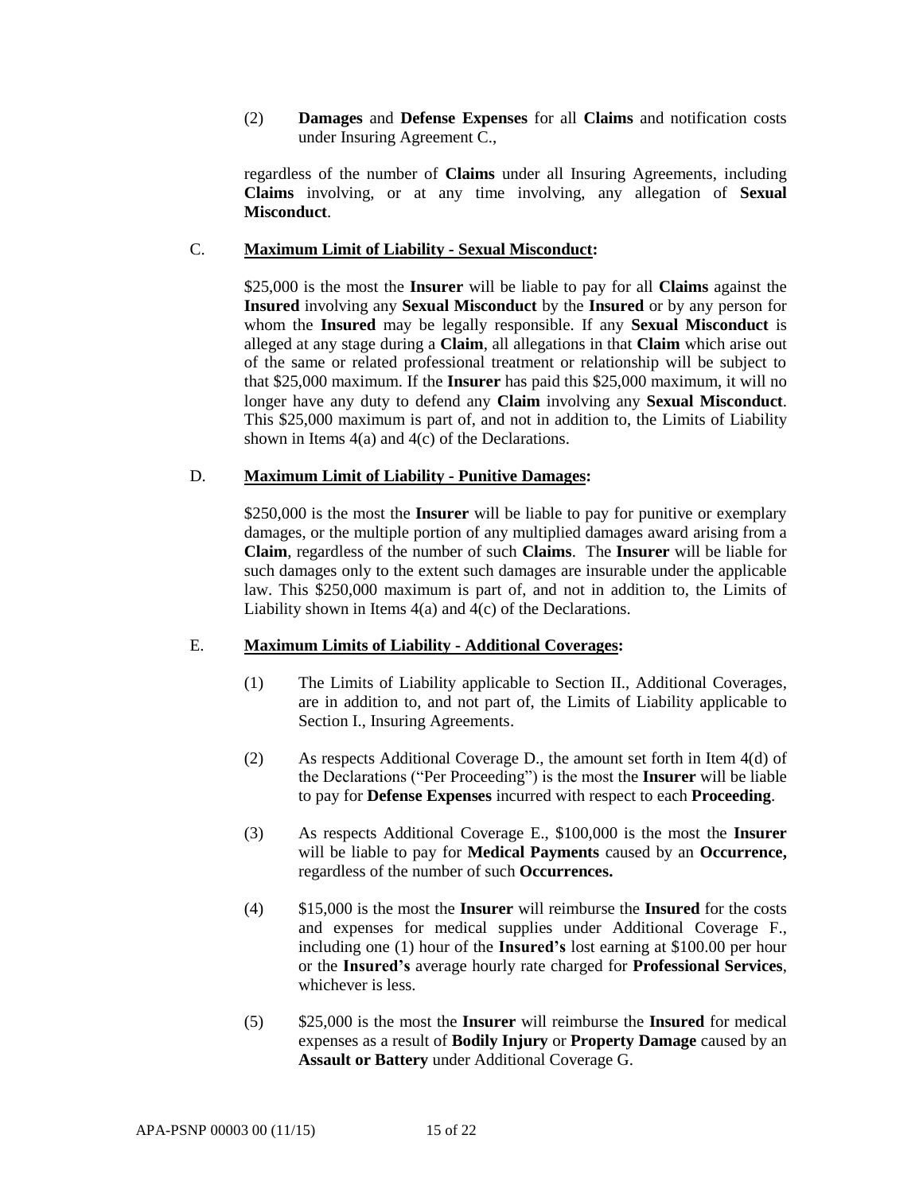(2) **Damages** and **Defense Expenses** for all **Claims** and notification costs under Insuring Agreement C.,

regardless of the number of **Claims** under all Insuring Agreements, including **Claims** involving, or at any time involving, any allegation of **Sexual Misconduct**.

C. **Maximum Limit of Liability - Sexual Misconduct:**

$25,000 is the most the **Insurer** will be liable to pay for all **Claims** against the **Insured** involving any **Sexual Misconduct** by the **Insured** or by any person for whom the **Insured** may be legally responsible. If any **Sexual Misconduct** is alleged at any stage during a **Claim**, all allegations in that **Claim** which arise out of the same or related professional treatment or relationship will be subject to that $25,000 maximum. If the **Insurer** has paid this $25,000 maximum, it will no longer have any duty to defend any **Claim** involving any **Sexual Misconduct**. This $25,000 maximum is part of, and not in addition to, the Limits of Liability shown in Items 4(a) and 4(c) of the Declarations.

D. **Maximum Limit of Liability - Punitive Damages:**

$250,000 is the most the **Insurer** will be liable to pay for punitive or exemplary damages, or the multiple portion of any multiplied damages award arising from a **Claim**, regardless of the number of such **Claims**. The **Insurer** will be liable for such damages only to the extent such damages are insurable under the applicable law. This $250,000 maximum is part of, and not in addition to, the Limits of Liability shown in Items 4(a) and 4(c) of the Declarations.

E. **Maximum Limits of Liability - Additional Coverages:**

(1) The Limits of Liability applicable to Section II., Additional Coverages, are in addition to, and not part of, the Limits of Liability applicable to Section I., Insuring Agreements.

(2) As respects Additional Coverage D., the amount set forth in Item 4(d) of the Declarations ("Per Proceeding") is the most the **Insurer** will be liable to pay for **Defense Expenses** incurred with respect to each **Proceeding**.

(3) As respects Additional Coverage E., $100,000 is the most the **Insurer** will be liable to pay for **Medical Payments** caused by an **Occurrence,** regardless of the number of such **Occurrences.**

(4) $15,000 is the most the **Insurer** will reimburse the **Insured** for the costs and expenses for medical supplies under Additional Coverage F., including one (1) hour of the **Insured's** lost earning at $100.00 per hour or the **Insured's** average hourly rate charged for **Professional Services**, whichever is less.

(5) $25,000 is the most the **Insurer** will reimburse the **Insured** for medical expenses as a result of **Bodily Injury** or **Property Damage** caused by an **Assault or Battery** under Additional Coverage G.

APA-PSNP 00003 00 (11/15)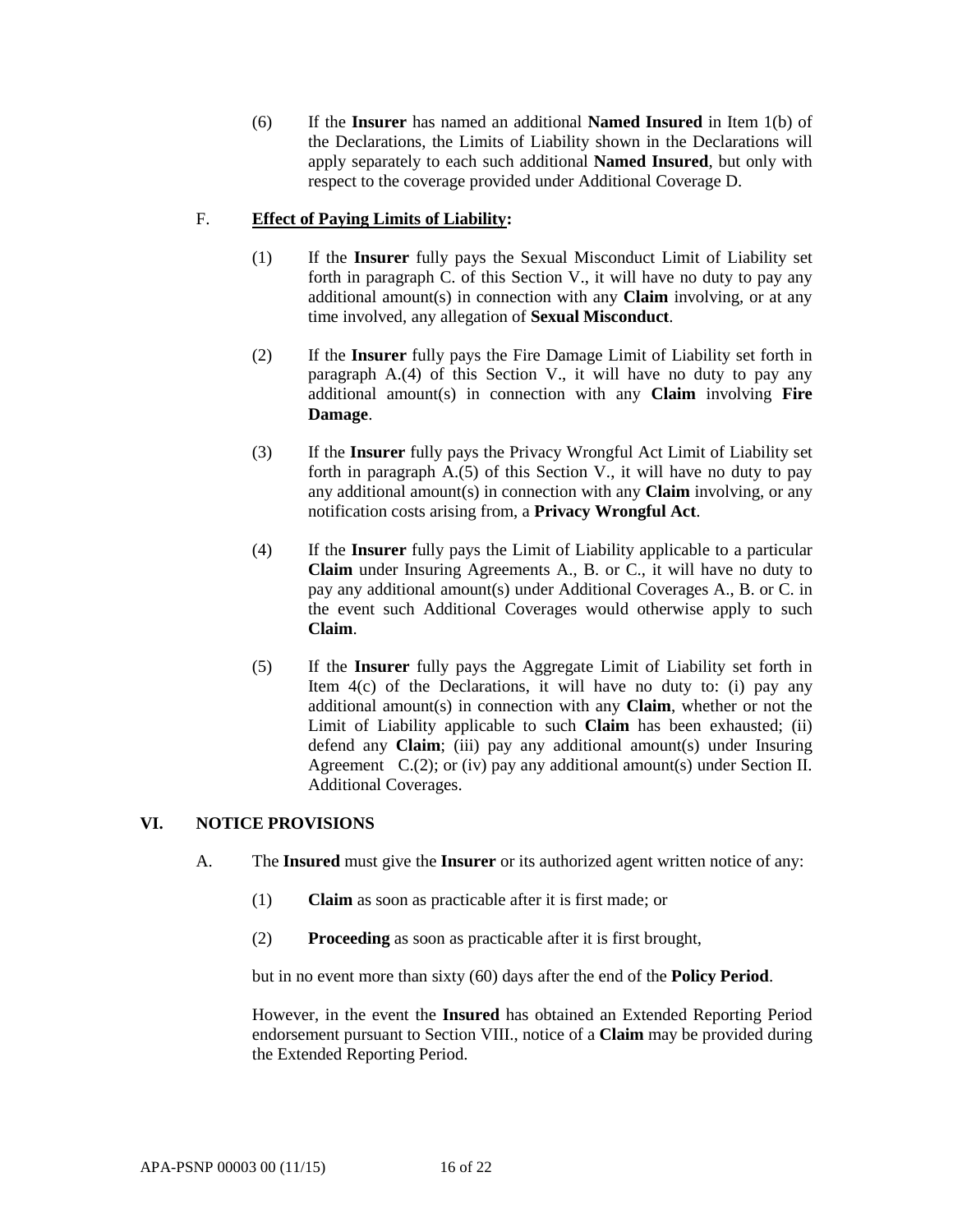(6) If the **Insurer** has named an additional **Named Insured** in Item 1(b) of the Declarations, the Limits of Liability shown in the Declarations will apply separately to each such additional **Named Insured**, but only with respect to the coverage provided under Additional Coverage D.

F. **Effect of Paying Limits of Liability:**

(1) If the **Insurer** fully pays the Sexual Misconduct Limit of Liability set forth in paragraph C. of this Section V., it will have no duty to pay any additional amount(s) in connection with any **Claim** involving, or at any time involved, any allegation of **Sexual Misconduct**.

(2) If the **Insurer** fully pays the Fire Damage Limit of Liability set forth in paragraph A.(4) of this Section V., it will have no duty to pay any additional amount(s) in connection with any **Claim** involving **Fire Damage**.

(3) If the **Insurer** fully pays the Privacy Wrongful Act Limit of Liability set forth in paragraph A.(5) of this Section V., it will have no duty to pay any additional amount(s) in connection with any **Claim** involving, or any notification costs arising from, a **Privacy Wrongful Act**.

(4) If the **Insurer** fully pays the Limit of Liability applicable to a particular **Claim** under Insuring Agreements A., B. or C., it will have no duty to pay any additional amount(s) under Additional Coverages A., B. or C. in the event such Additional Coverages would otherwise apply to such **Claim**.

(5) If the **Insurer** fully pays the Aggregate Limit of Liability set forth in Item 4(c) of the Declarations, it will have no duty to: (i) pay any additional amount(s) in connection with any **Claim**, whether or not the Limit of Liability applicable to such **Claim** has been exhausted; (ii) defend any **Claim**; (iii) pay any additional amount(s) under Insuring Agreement C.(2); or (iv) pay any additional amount(s) under Section II. Additional Coverages.

## VI. NOTICE PROVISIONS

A. The **Insured** must give the **Insurer** or its authorized agent written notice of any:

(1) **Claim** as soon as practicable after it is first made; or

(2) **Proceeding** as soon as practicable after it is first brought,

but in no event more than sixty (60) days after the end of the **Policy Period**.

However, in the event the **Insured** has obtained an Extended Reporting Period endorsement pursuant to Section VIII., notice of a **Claim** may be provided during the Extended Reporting Period.

APA-PSNP 00003 00 (11/15)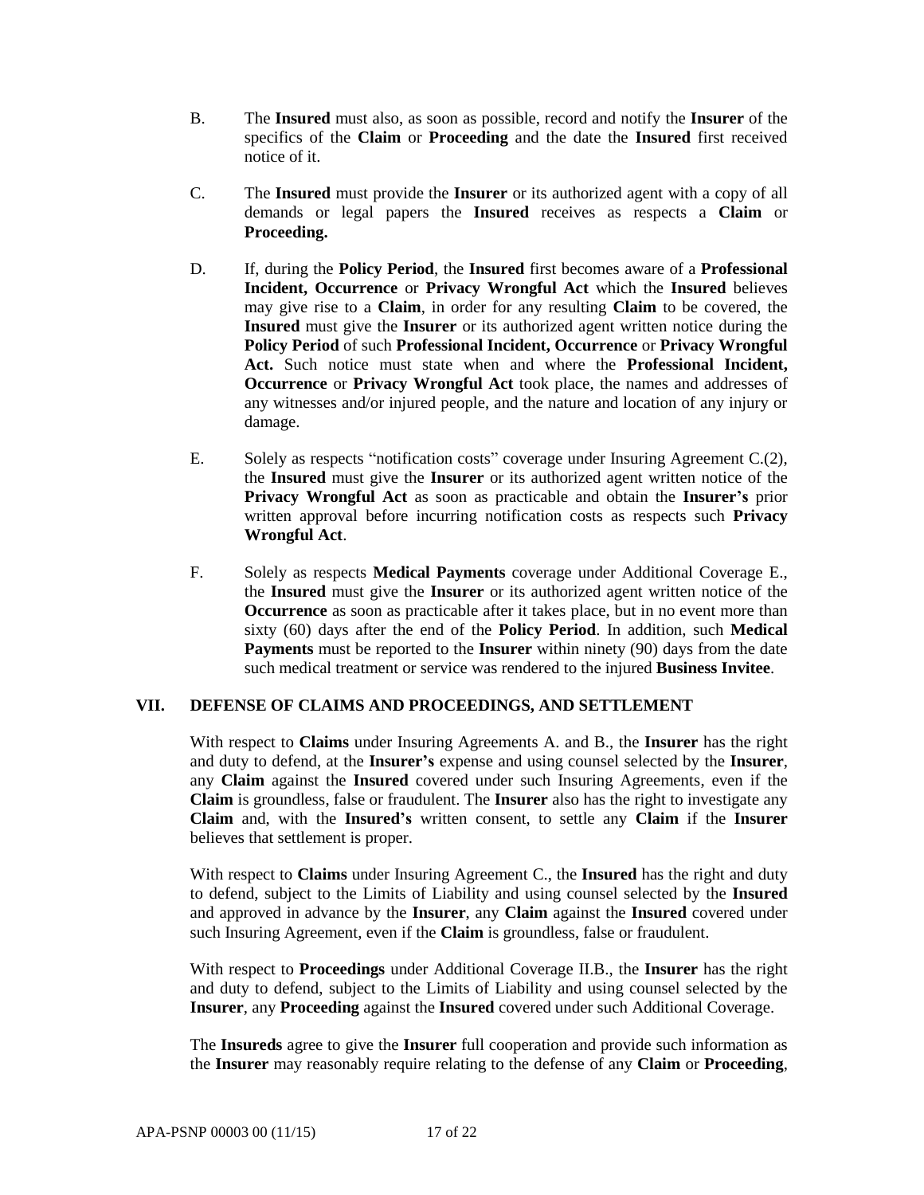B. The **Insured** must also, as soon as possible, record and notify the **Insurer** of the specifics of the **Claim** or **Proceeding** and the date the **Insured** first received notice of it.

C. The **Insured** must provide the **Insurer** or its authorized agent with a copy of all demands or legal papers the **Insured** receives as respects a **Claim** or **Proceeding.**

D. If, during the **Policy Period**, the **Insured** first becomes aware of a **Professional Incident, Occurrence** or **Privacy Wrongful Act** which the **Insured** believes may give rise to a **Claim**, in order for any resulting **Claim** to be covered, the **Insured** must give the **Insurer** or its authorized agent written notice during the **Policy Period** of such **Professional Incident, Occurrence** or **Privacy Wrongful Act.** Such notice must state when and where the **Professional Incident, Occurrence** or **Privacy Wrongful Act** took place, the names and addresses of any witnesses and/or injured people, and the nature and location of any injury or damage.

E. Solely as respects "notification costs" coverage under Insuring Agreement C.(2), the **Insured** must give the **Insurer** or its authorized agent written notice of the **Privacy Wrongful Act** as soon as practicable and obtain the **Insurer's** prior written approval before incurring notification costs as respects such **Privacy Wrongful Act**.

F. Solely as respects **Medical Payments** coverage under Additional Coverage E., the **Insured** must give the **Insurer** or its authorized agent written notice of the **Occurrence** as soon as practicable after it takes place, but in no event more than sixty (60) days after the end of the **Policy Period**. In addition, such **Medical Payments** must be reported to the **Insurer** within ninety (90) days from the date such medical treatment or service was rendered to the injured **Business Invitee**.

## VII. DEFENSE OF CLAIMS AND PROCEEDINGS, AND SETTLEMENT

With respect to **Claims** under Insuring Agreements A. and B., the **Insurer** has the right and duty to defend, at the **Insurer's** expense and using counsel selected by the **Insurer**, any **Claim** against the **Insured** covered under such Insuring Agreements, even if the **Claim** is groundless, false or fraudulent. The **Insurer** also has the right to investigate any **Claim** and, with the **Insured's** written consent, to settle any **Claim** if the **Insurer** believes that settlement is proper.

With respect to **Claims** under Insuring Agreement C., the **Insured** has the right and duty to defend, subject to the Limits of Liability and using counsel selected by the **Insured** and approved in advance by the **Insurer**, any **Claim** against the **Insured** covered under such Insuring Agreement, even if the **Claim** is groundless, false or fraudulent.

With respect to **Proceedings** under Additional Coverage II.B., the **Insurer** has the right and duty to defend, subject to the Limits of Liability and using counsel selected by the **Insurer**, any **Proceeding** against the **Insured** covered under such Additional Coverage.

The **Insureds** agree to give the **Insurer** full cooperation and provide such information as the **Insurer** may reasonably require relating to the defense of any **Claim** or **Proceeding**,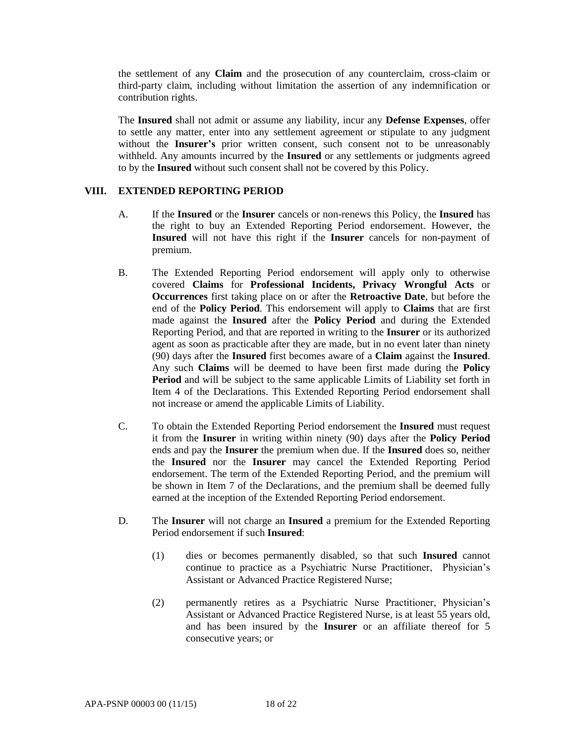the settlement of any **Claim** and the prosecution of any counterclaim, cross-claim or third-party claim, including without limitation the assertion of any indemnification or contribution rights.

The **Insured** shall not admit or assume any liability, incur any **Defense Expenses**, offer to settle any matter, enter into any settlement agreement or stipulate to any judgment without the **Insurer's** prior written consent, such consent not to be unreasonably withheld. Any amounts incurred by the **Insured** or any settlements or judgments agreed to by the **Insured** without such consent shall not be covered by this Policy.

## VIII. EXTENDED REPORTING PERIOD

A. If the **Insured** or the **Insurer** cancels or non-renews this Policy, the **Insured** has the right to buy an Extended Reporting Period endorsement. However, the **Insured** will not have this right if the **Insurer** cancels for non-payment of premium.

B. The Extended Reporting Period endorsement will apply only to otherwise covered **Claims** for **Professional Incidents, Privacy Wrongful Acts** or **Occurrences** first taking place on or after the **Retroactive Date**, but before the end of the **Policy Period**. This endorsement will apply to **Claims** that are first made against the **Insured** after the **Policy Period** and during the Extended Reporting Period, and that are reported in writing to the **Insurer** or its authorized agent as soon as practicable after they are made, but in no event later than ninety (90) days after the **Insured** first becomes aware of a **Claim** against the **Insured**. Any such **Claims** will be deemed to have been first made during the **Policy Period** and will be subject to the same applicable Limits of Liability set forth in Item 4 of the Declarations. This Extended Reporting Period endorsement shall not increase or amend the applicable Limits of Liability.

C. To obtain the Extended Reporting Period endorsement the **Insured** must request it from the **Insurer** in writing within ninety (90) days after the **Policy Period** ends and pay the **Insurer** the premium when due. If the **Insured** does so, neither the **Insured** nor the **Insurer** may cancel the Extended Reporting Period endorsement. The term of the Extended Reporting Period, and the premium will be shown in Item 7 of the Declarations, and the premium shall be deemed fully earned at the inception of the Extended Reporting Period endorsement.

D. The **Insurer** will not charge an **Insured** a premium for the Extended Reporting Period endorsement if such **Insured**:

(1) dies or becomes permanently disabled, so that such **Insured** cannot continue to practice as a Psychiatric Nurse Practitioner, Physician's Assistant or Advanced Practice Registered Nurse;

(2) permanently retires as a Psychiatric Nurse Practitioner, Physician's Assistant or Advanced Practice Registered Nurse, is at least 55 years old, and has been insured by the **Insurer** or an affiliate thereof for 5 consecutive years; or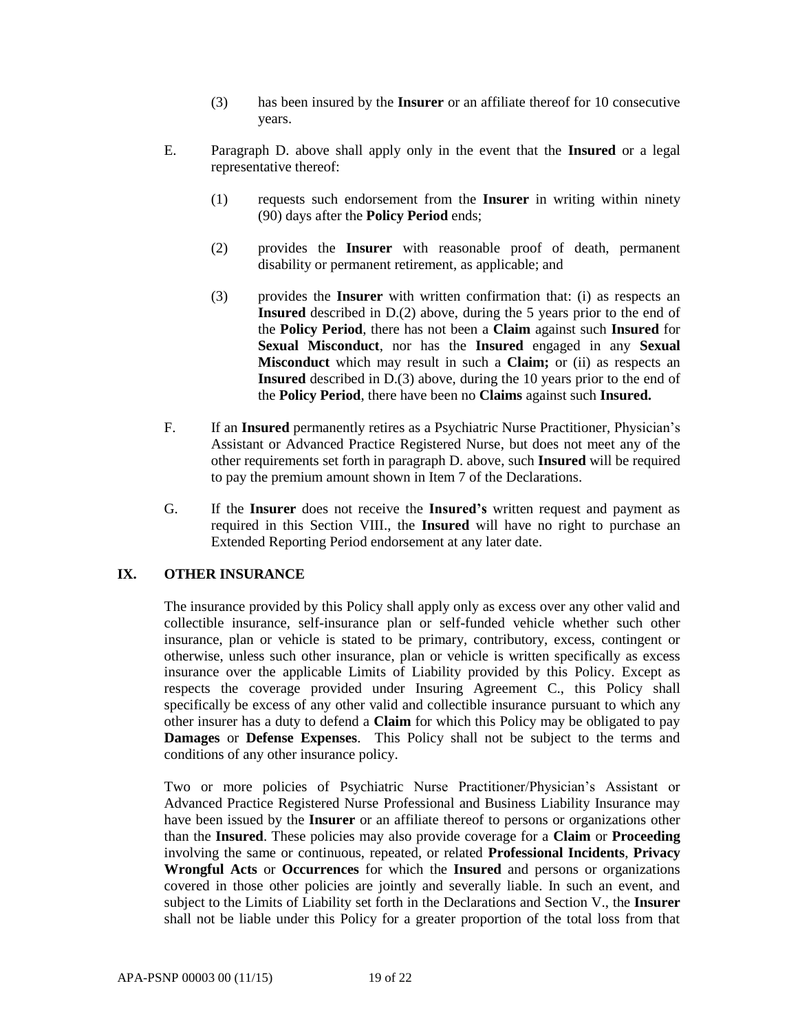(3) has been insured by the **Insurer** or an affiliate thereof for 10 consecutive years.

E. Paragraph D. above shall apply only in the event that the **Insured** or a legal representative thereof:

(1) requests such endorsement from the **Insurer** in writing within ninety (90) days after the **Policy Period** ends;

(2) provides the **Insurer** with reasonable proof of death, permanent disability or permanent retirement, as applicable; and

(3) provides the **Insurer** with written confirmation that: (i) as respects an **Insured** described in D.(2) above, during the 5 years prior to the end of the **Policy Period**, there has not been a **Claim** against such **Insured** for **Sexual Misconduct**, nor has the **Insured** engaged in any **Sexual Misconduct** which may result in such a **Claim;** or (ii) as respects an **Insured** described in D.(3) above, during the 10 years prior to the end of the **Policy Period**, there have been no **Claims** against such **Insured.**

F. If an **Insured** permanently retires as a Psychiatric Nurse Practitioner, Physician's Assistant or Advanced Practice Registered Nurse, but does not meet any of the other requirements set forth in paragraph D. above, such **Insured** will be required to pay the premium amount shown in Item 7 of the Declarations.

G. If the **Insurer** does not receive the **Insured's** written request and payment as required in this Section VIII., the **Insured** will have no right to purchase an Extended Reporting Period endorsement at any later date.

## IX. OTHER INSURANCE

The insurance provided by this Policy shall apply only as excess over any other valid and collectible insurance, self-insurance plan or self-funded vehicle whether such other insurance, plan or vehicle is stated to be primary, contributory, excess, contingent or otherwise, unless such other insurance, plan or vehicle is written specifically as excess insurance over the applicable Limits of Liability provided by this Policy. Except as respects the coverage provided under Insuring Agreement C., this Policy shall specifically be excess of any other valid and collectible insurance pursuant to which any other insurer has a duty to defend a **Claim** for which this Policy may be obligated to pay **Damages** or **Defense Expenses**. This Policy shall not be subject to the terms and conditions of any other insurance policy.

Two or more policies of Psychiatric Nurse Practitioner/Physician's Assistant or Advanced Practice Registered Nurse Professional and Business Liability Insurance may have been issued by the **Insurer** or an affiliate thereof to persons or organizations other than the **Insured**. These policies may also provide coverage for a **Claim** or **Proceeding** involving the same or continuous, repeated, or related **Professional Incidents**, **Privacy Wrongful Acts** or **Occurrences** for which the **Insured** and persons or organizations covered in those other policies are jointly and severally liable. In such an event, and subject to the Limits of Liability set forth in the Declarations and Section V., the **Insurer** shall not be liable under this Policy for a greater proportion of the total loss from that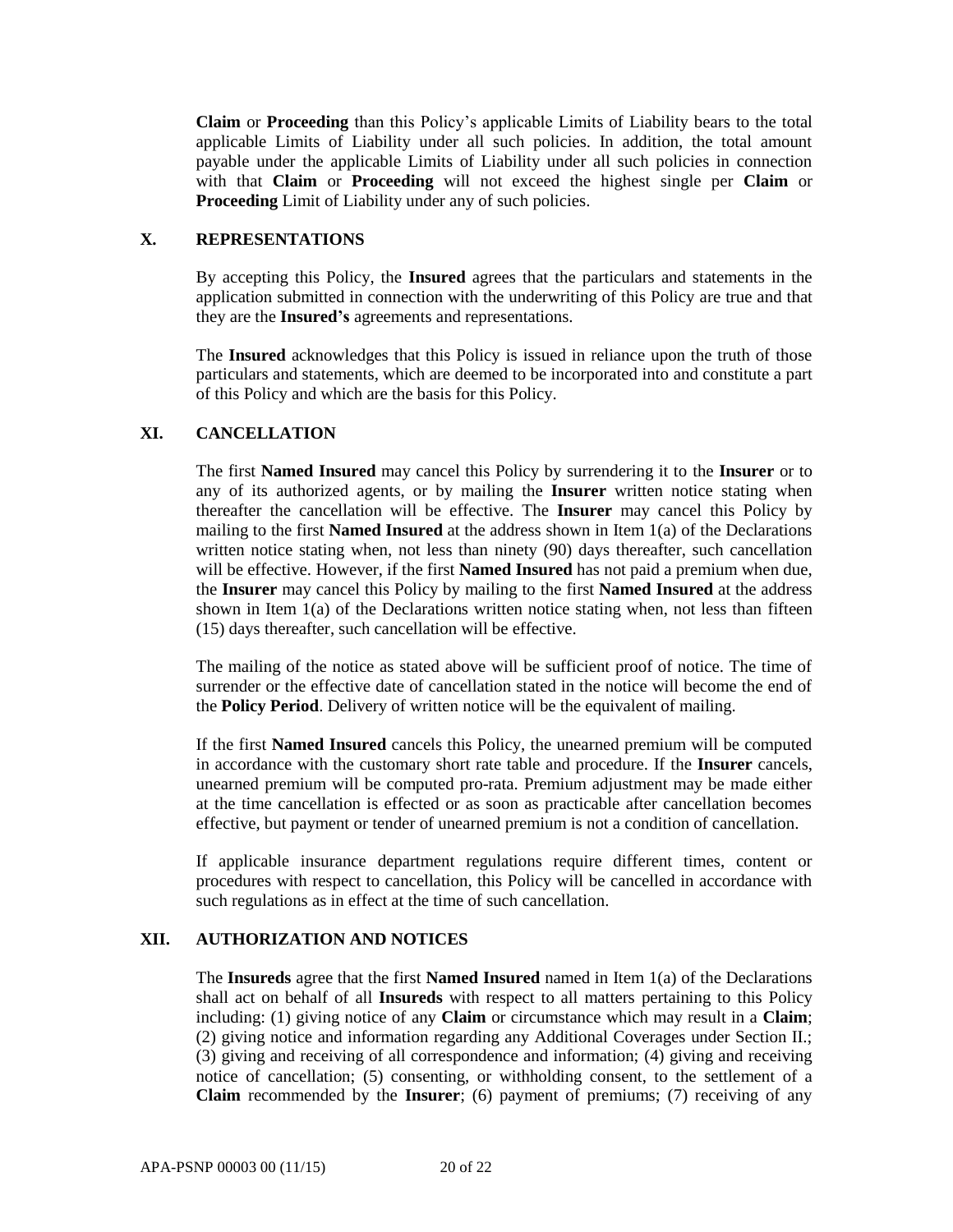**Claim** or **Proceeding** than this Policy's applicable Limits of Liability bears to the total applicable Limits of Liability under all such policies. In addition, the total amount payable under the applicable Limits of Liability under all such policies in connection with that **Claim** or **Proceeding** will not exceed the highest single per **Claim** or **Proceeding** Limit of Liability under any of such policies.

## X. REPRESENTATIONS

By accepting this Policy, the **Insured** agrees that the particulars and statements in the application submitted in connection with the underwriting of this Policy are true and that they are the **Insured's** agreements and representations.

The **Insured** acknowledges that this Policy is issued in reliance upon the truth of those particulars and statements, which are deemed to be incorporated into and constitute a part of this Policy and which are the basis for this Policy.

## XI. CANCELLATION

The first **Named Insured** may cancel this Policy by surrendering it to the **Insurer** or to any of its authorized agents, or by mailing the **Insurer** written notice stating when thereafter the cancellation will be effective. The **Insurer** may cancel this Policy by mailing to the first **Named Insured** at the address shown in Item 1(a) of the Declarations written notice stating when, not less than ninety (90) days thereafter, such cancellation will be effective. However, if the first **Named Insured** has not paid a premium when due, the **Insurer** may cancel this Policy by mailing to the first **Named Insured** at the address shown in Item 1(a) of the Declarations written notice stating when, not less than fifteen (15) days thereafter, such cancellation will be effective.

The mailing of the notice as stated above will be sufficient proof of notice. The time of surrender or the effective date of cancellation stated in the notice will become the end of the **Policy Period**. Delivery of written notice will be the equivalent of mailing.

If the first **Named Insured** cancels this Policy, the unearned premium will be computed in accordance with the customary short rate table and procedure. If the **Insurer** cancels, unearned premium will be computed pro-rata. Premium adjustment may be made either at the time cancellation is effected or as soon as practicable after cancellation becomes effective, but payment or tender of unearned premium is not a condition of cancellation.

If applicable insurance department regulations require different times, content or procedures with respect to cancellation, this Policy will be cancelled in accordance with such regulations as in effect at the time of such cancellation.

## XII. AUTHORIZATION AND NOTICES

The **Insureds** agree that the first **Named Insured** named in Item 1(a) of the Declarations shall act on behalf of all **Insureds** with respect to all matters pertaining to this Policy including: (1) giving notice of any **Claim** or circumstance which may result in a **Claim**; (2) giving notice and information regarding any Additional Coverages under Section II.; (3) giving and receiving of all correspondence and information; (4) giving and receiving notice of cancellation; (5) consenting, or withholding consent, to the settlement of a **Claim** recommended by the **Insurer**; (6) payment of premiums; (7) receiving of any

APA-PSNP 00003 00 (11/15)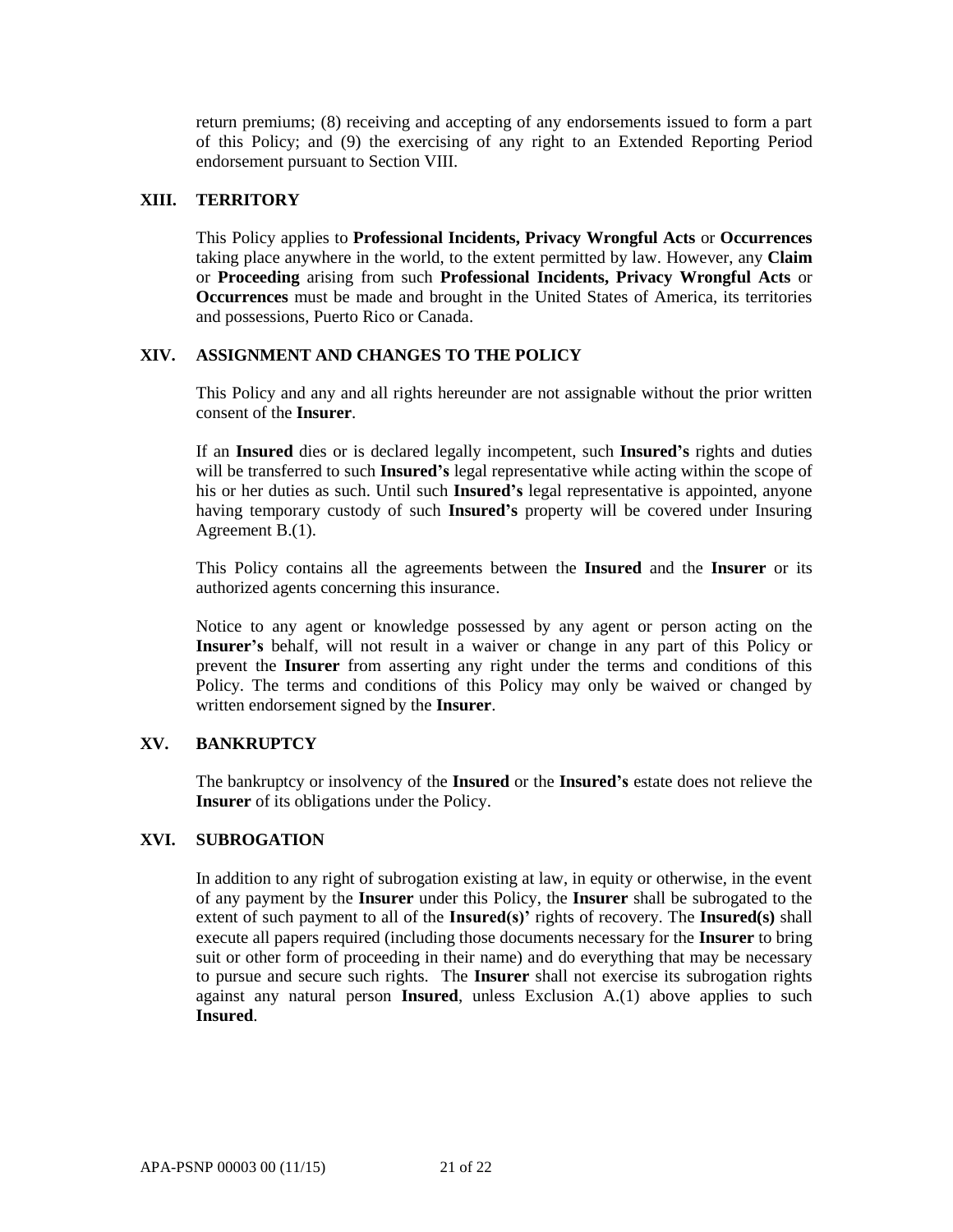return premiums; (8) receiving and accepting of any endorsements issued to form a part of this Policy; and (9) the exercising of any right to an Extended Reporting Period endorsement pursuant to Section VIII.

## XIII. TERRITORY

This Policy applies to **Professional Incidents, Privacy Wrongful Acts** or **Occurrences** taking place anywhere in the world, to the extent permitted by law. However, any **Claim** or **Proceeding** arising from such **Professional Incidents, Privacy Wrongful Acts** or **Occurrences** must be made and brought in the United States of America, its territories and possessions, Puerto Rico or Canada.

## XIV. ASSIGNMENT AND CHANGES TO THE POLICY

This Policy and any and all rights hereunder are not assignable without the prior written consent of the **Insurer**.

If an **Insured** dies or is declared legally incompetent, such **Insured's** rights and duties will be transferred to such **Insured's** legal representative while acting within the scope of his or her duties as such. Until such **Insured's** legal representative is appointed, anyone having temporary custody of such **Insured's** property will be covered under Insuring Agreement B.(1).

This Policy contains all the agreements between the **Insured** and the **Insurer** or its authorized agents concerning this insurance.

Notice to any agent or knowledge possessed by any agent or person acting on the **Insurer's** behalf, will not result in a waiver or change in any part of this Policy or prevent the **Insurer** from asserting any right under the terms and conditions of this Policy. The terms and conditions of this Policy may only be waived or changed by written endorsement signed by the **Insurer**.

## XV. BANKRUPTCY

The bankruptcy or insolvency of the **Insured** or the **Insured's** estate does not relieve the **Insurer** of its obligations under the Policy.

## XVI. SUBROGATION

In addition to any right of subrogation existing at law, in equity or otherwise, in the event of any payment by the **Insurer** under this Policy, the **Insurer** shall be subrogated to the extent of such payment to all of the **Insured(s)'** rights of recovery. The **Insured(s)** shall execute all papers required (including those documents necessary for the **Insurer** to bring suit or other form of proceeding in their name) and do everything that may be necessary to pursue and secure such rights. The **Insurer** shall not exercise its subrogation rights against any natural person **Insured**, unless Exclusion A.(1) above applies to such **Insured**.

APA-PSNP 00003 00 (11/15)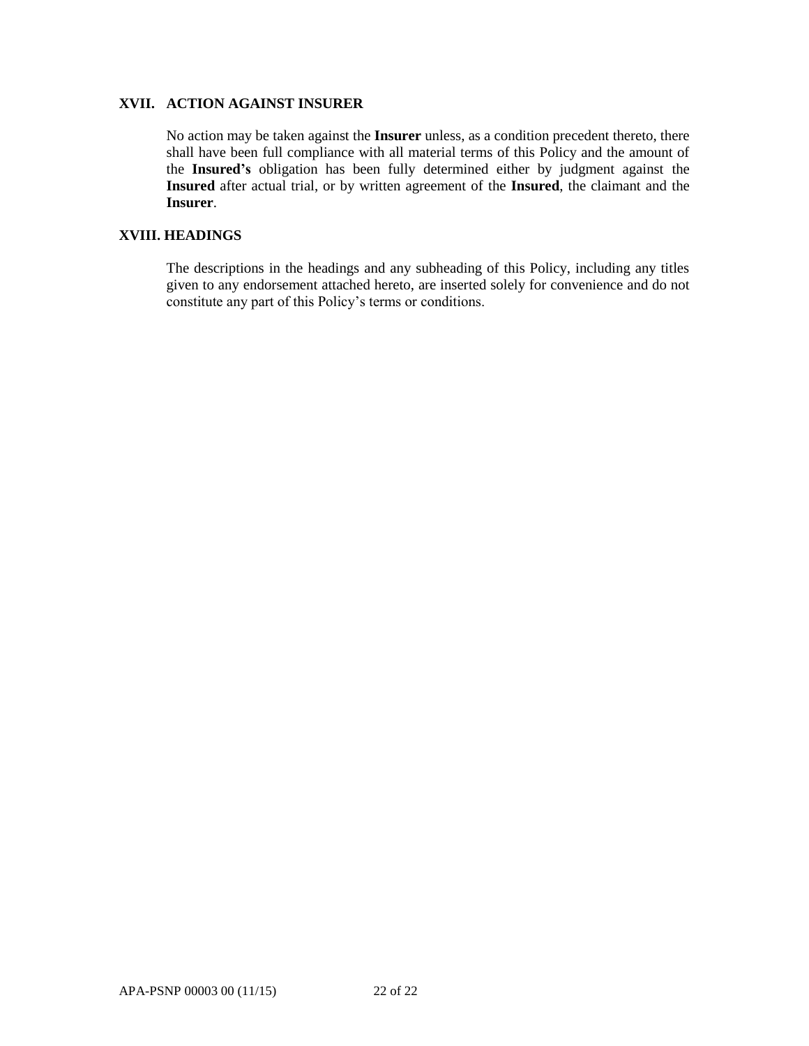## XVII. ACTION AGAINST INSURER

No action may be taken against the **Insurer** unless, as a condition precedent thereto, there shall have been full compliance with all material terms of this Policy and the amount of the **Insured's** obligation has been fully determined either by judgment against the **Insured** after actual trial, or by written agreement of the **Insured**, the claimant and the **Insurer**.

## XVIII. HEADINGS

The descriptions in the headings and any subheading of this Policy, including any titles given to any endorsement attached hereto, are inserted solely for convenience and do not constitute any part of this Policy's terms or conditions.